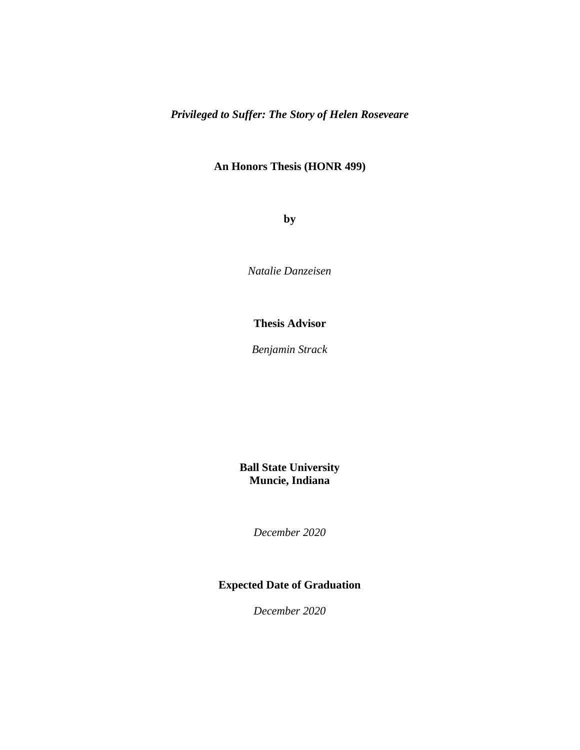***Privileged to Suffer: The Story of Helen Roseveare***

**An Honors Thesis (HONR 499)**

**by**

*Natalie Danzeisen*

**Thesis Advisor**

*Benjamin Strack*

**Ball State University**
**Muncie, Indiana**

*December 2020*

**Expected Date of Graduation**

*December 2020*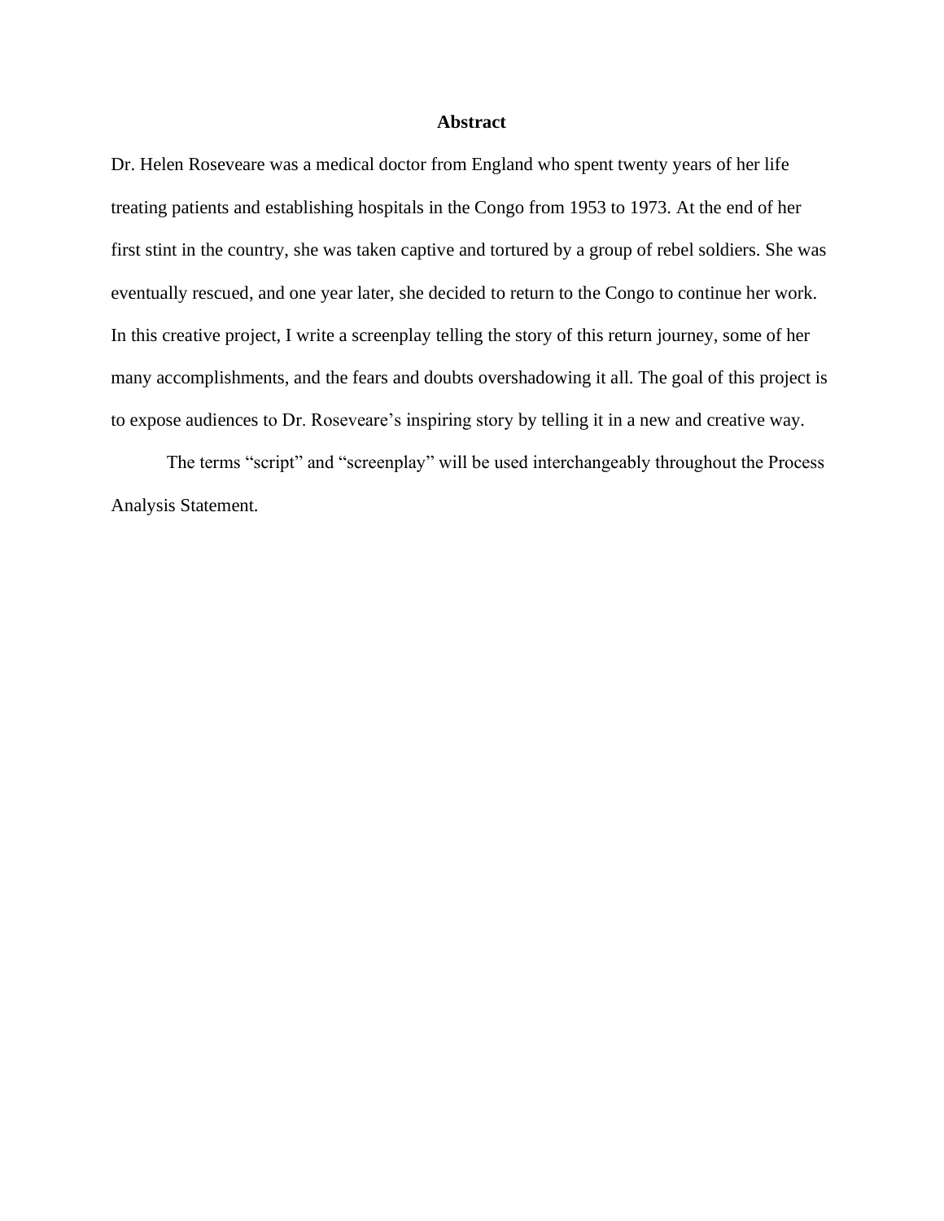# Abstract

Dr. Helen Roseveare was a medical doctor from England who spent twenty years of her life treating patients and establishing hospitals in the Congo from 1953 to 1973. At the end of her first stint in the country, she was taken captive and tortured by a group of rebel soldiers. She was eventually rescued, and one year later, she decided to return to the Congo to continue her work. In this creative project, I write a screenplay telling the story of this return journey, some of her many accomplishments, and the fears and doubts overshadowing it all. The goal of this project is to expose audiences to Dr. Roseveare's inspiring story by telling it in a new and creative way.

The terms "script" and "screenplay" will be used interchangeably throughout the Process Analysis Statement.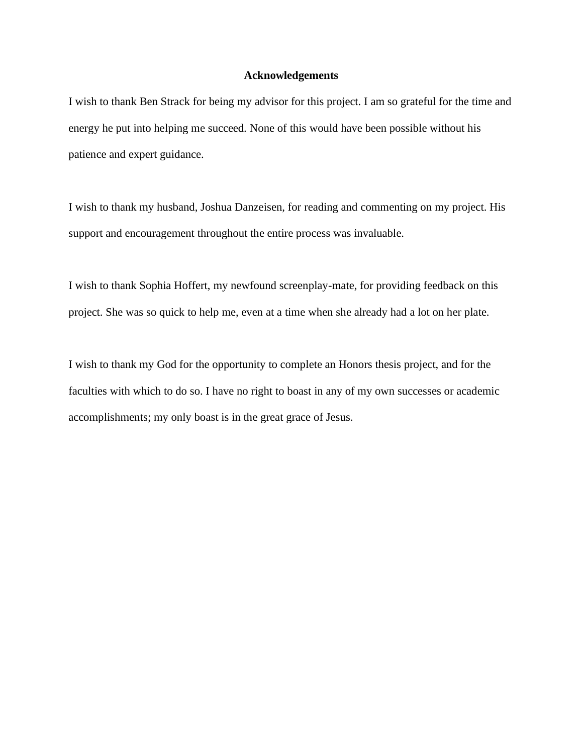# Acknowledgements

I wish to thank Ben Strack for being my advisor for this project. I am so grateful for the time and energy he put into helping me succeed. None of this would have been possible without his patience and expert guidance.

I wish to thank my husband, Joshua Danzeisen, for reading and commenting on my project. His support and encouragement throughout the entire process was invaluable.

I wish to thank Sophia Hoffert, my newfound screenplay-mate, for providing feedback on this project. She was so quick to help me, even at a time when she already had a lot on her plate.

I wish to thank my God for the opportunity to complete an Honors thesis project, and for the faculties with which to do so. I have no right to boast in any of my own successes or academic accomplishments; my only boast is in the great grace of Jesus.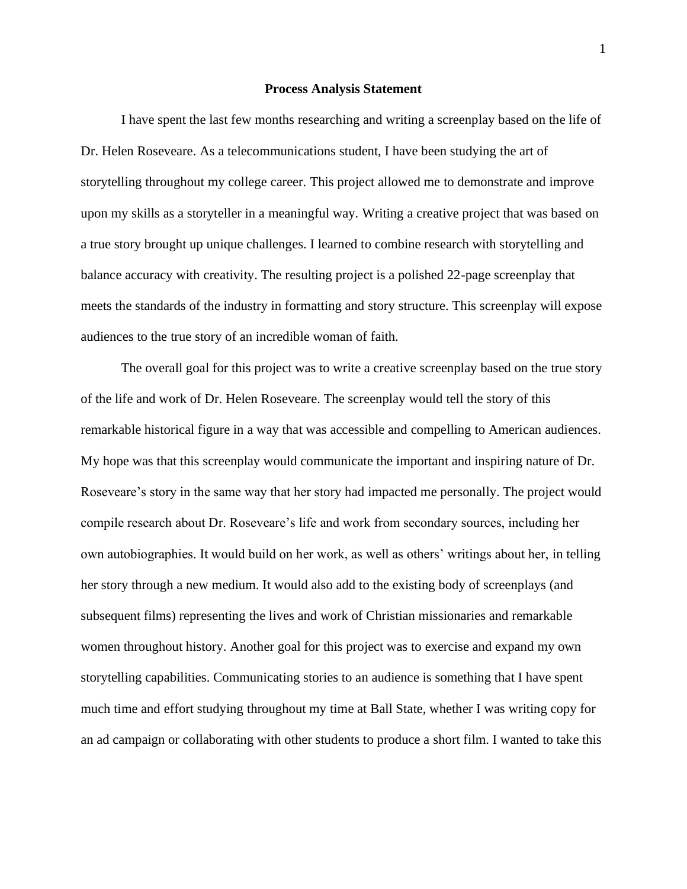**Process Analysis Statement**

I have spent the last few months researching and writing a screenplay based on the life of Dr. Helen Roseveare. As a telecommunications student, I have been studying the art of storytelling throughout my college career. This project allowed me to demonstrate and improve upon my skills as a storyteller in a meaningful way. Writing a creative project that was based on a true story brought up unique challenges. I learned to combine research with storytelling and balance accuracy with creativity. The resulting project is a polished 22-page screenplay that meets the standards of the industry in formatting and story structure. This screenplay will expose audiences to the true story of an incredible woman of faith.

The overall goal for this project was to write a creative screenplay based on the true story of the life and work of Dr. Helen Roseveare. The screenplay would tell the story of this remarkable historical figure in a way that was accessible and compelling to American audiences. My hope was that this screenplay would communicate the important and inspiring nature of Dr. Roseveare's story in the same way that her story had impacted me personally. The project would compile research about Dr. Roseveare's life and work from secondary sources, including her own autobiographies. It would build on her work, as well as others' writings about her, in telling her story through a new medium. It would also add to the existing body of screenplays (and subsequent films) representing the lives and work of Christian missionaries and remarkable women throughout history. Another goal for this project was to exercise and expand my own storytelling capabilities. Communicating stories to an audience is something that I have spent much time and effort studying throughout my time at Ball State, whether I was writing copy for an ad campaign or collaborating with other students to produce a short film. I wanted to take this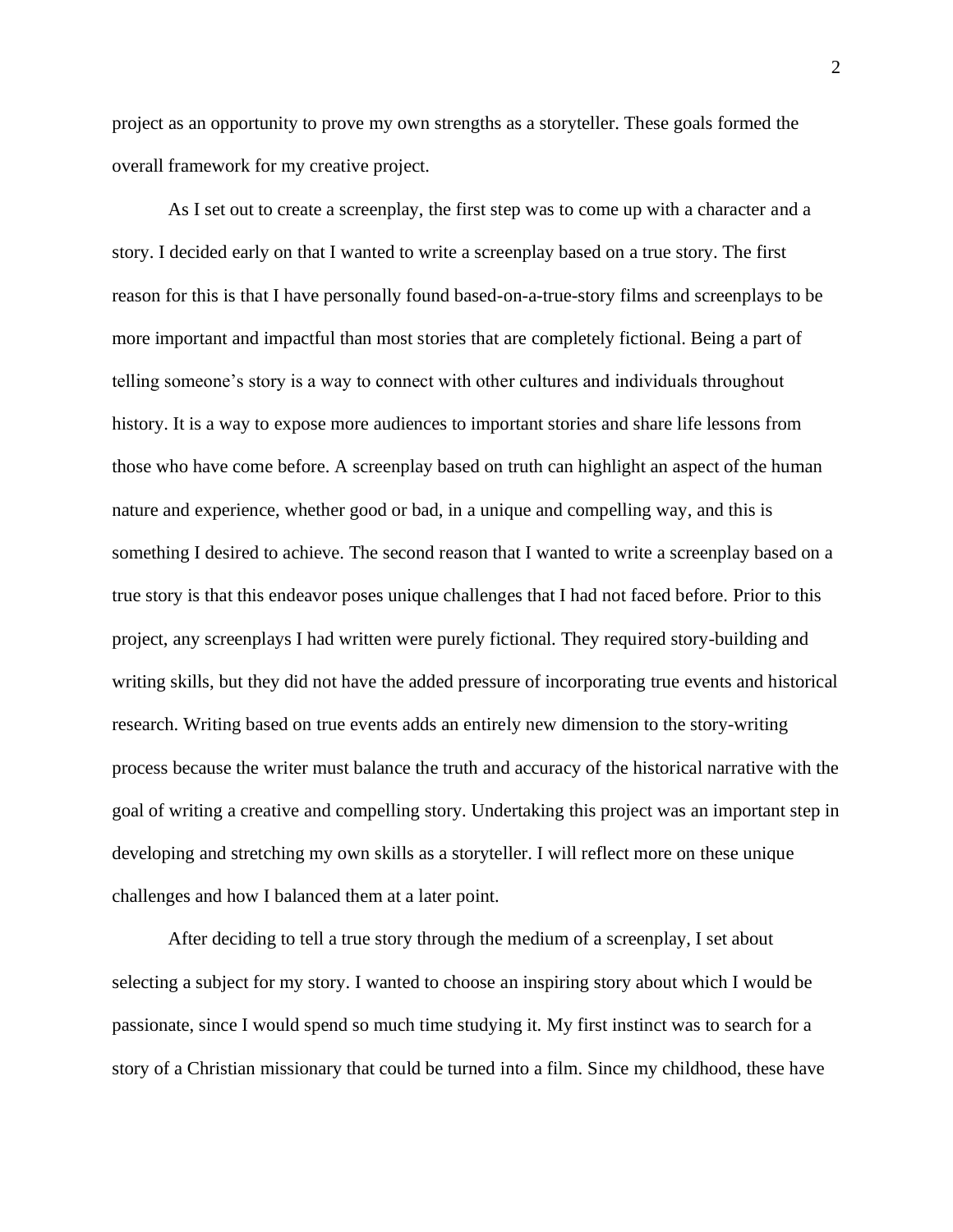project as an opportunity to prove my own strengths as a storyteller. These goals formed the overall framework for my creative project.

As I set out to create a screenplay, the first step was to come up with a character and a story. I decided early on that I wanted to write a screenplay based on a true story. The first reason for this is that I have personally found based-on-a-true-story films and screenplays to be more important and impactful than most stories that are completely fictional. Being a part of telling someone's story is a way to connect with other cultures and individuals throughout history. It is a way to expose more audiences to important stories and share life lessons from those who have come before. A screenplay based on truth can highlight an aspect of the human nature and experience, whether good or bad, in a unique and compelling way, and this is something I desired to achieve. The second reason that I wanted to write a screenplay based on a true story is that this endeavor poses unique challenges that I had not faced before. Prior to this project, any screenplays I had written were purely fictional. They required story-building and writing skills, but they did not have the added pressure of incorporating true events and historical research. Writing based on true events adds an entirely new dimension to the story-writing process because the writer must balance the truth and accuracy of the historical narrative with the goal of writing a creative and compelling story. Undertaking this project was an important step in developing and stretching my own skills as a storyteller. I will reflect more on these unique challenges and how I balanced them at a later point.

After deciding to tell a true story through the medium of a screenplay, I set about selecting a subject for my story. I wanted to choose an inspiring story about which I would be passionate, since I would spend so much time studying it. My first instinct was to search for a story of a Christian missionary that could be turned into a film. Since my childhood, these have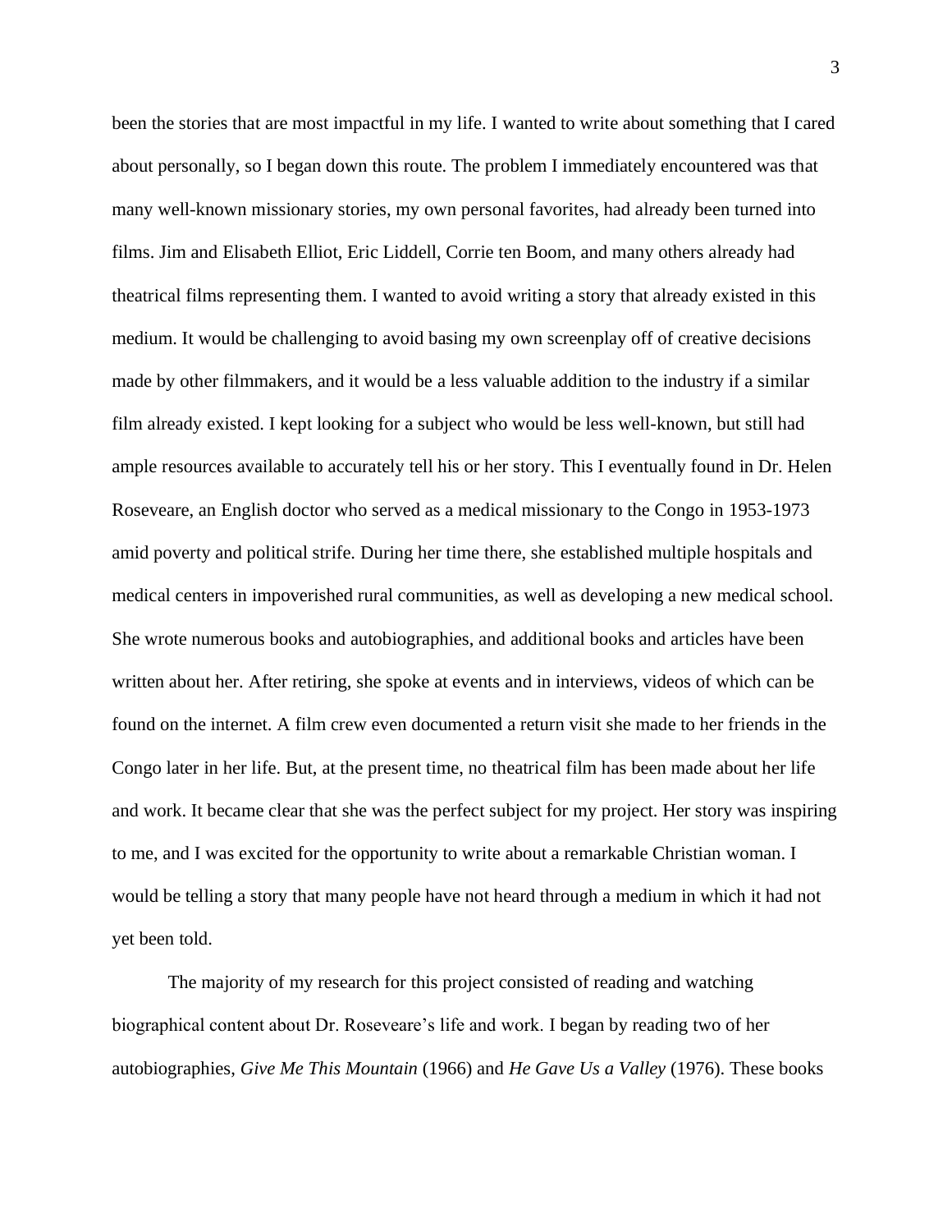been the stories that are most impactful in my life. I wanted to write about something that I cared about personally, so I began down this route. The problem I immediately encountered was that many well-known missionary stories, my own personal favorites, had already been turned into films. Jim and Elisabeth Elliot, Eric Liddell, Corrie ten Boom, and many others already had theatrical films representing them. I wanted to avoid writing a story that already existed in this medium. It would be challenging to avoid basing my own screenplay off of creative decisions made by other filmmakers, and it would be a less valuable addition to the industry if a similar film already existed. I kept looking for a subject who would be less well-known, but still had ample resources available to accurately tell his or her story. This I eventually found in Dr. Helen Roseveare, an English doctor who served as a medical missionary to the Congo in 1953-1973 amid poverty and political strife. During her time there, she established multiple hospitals and medical centers in impoverished rural communities, as well as developing a new medical school. She wrote numerous books and autobiographies, and additional books and articles have been written about her. After retiring, she spoke at events and in interviews, videos of which can be found on the internet. A film crew even documented a return visit she made to her friends in the Congo later in her life. But, at the present time, no theatrical film has been made about her life and work. It became clear that she was the perfect subject for my project. Her story was inspiring to me, and I was excited for the opportunity to write about a remarkable Christian woman. I would be telling a story that many people have not heard through a medium in which it had not yet been told.

The majority of my research for this project consisted of reading and watching biographical content about Dr. Roseveare's life and work. I began by reading two of her autobiographies, *Give Me This Mountain* (1966) and *He Gave Us a Valley* (1976). These books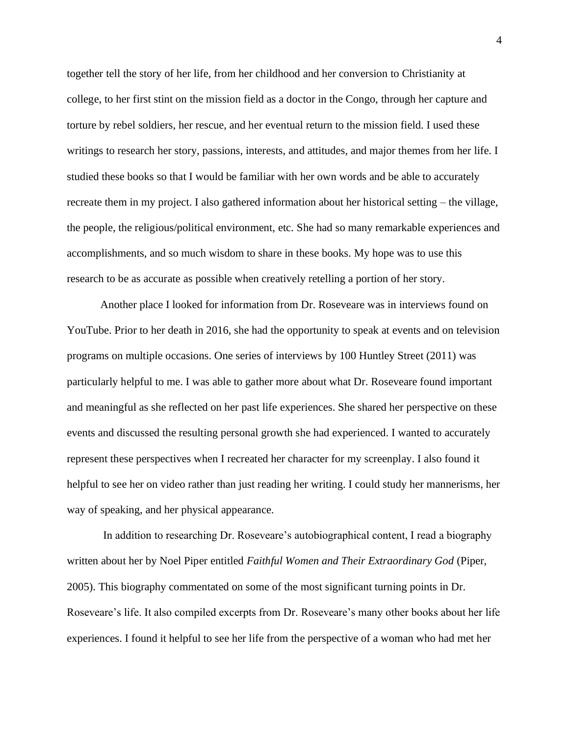together tell the story of her life, from her childhood and her conversion to Christianity at college, to her first stint on the mission field as a doctor in the Congo, through her capture and torture by rebel soldiers, her rescue, and her eventual return to the mission field. I used these writings to research her story, passions, interests, and attitudes, and major themes from her life. I studied these books so that I would be familiar with her own words and be able to accurately recreate them in my project. I also gathered information about her historical setting – the village, the people, the religious/political environment, etc. She had so many remarkable experiences and accomplishments, and so much wisdom to share in these books. My hope was to use this research to be as accurate as possible when creatively retelling a portion of her story.

Another place I looked for information from Dr. Roseveare was in interviews found on YouTube. Prior to her death in 2016, she had the opportunity to speak at events and on television programs on multiple occasions. One series of interviews by 100 Huntley Street (2011) was particularly helpful to me. I was able to gather more about what Dr. Roseveare found important and meaningful as she reflected on her past life experiences. She shared her perspective on these events and discussed the resulting personal growth she had experienced. I wanted to accurately represent these perspectives when I recreated her character for my screenplay. I also found it helpful to see her on video rather than just reading her writing. I could study her mannerisms, her way of speaking, and her physical appearance.

In addition to researching Dr. Roseveare's autobiographical content, I read a biography written about her by Noel Piper entitled *Faithful Women and Their Extraordinary God* (Piper, 2005). This biography commentated on some of the most significant turning points in Dr. Roseveare's life. It also compiled excerpts from Dr. Roseveare's many other books about her life experiences. I found it helpful to see her life from the perspective of a woman who had met her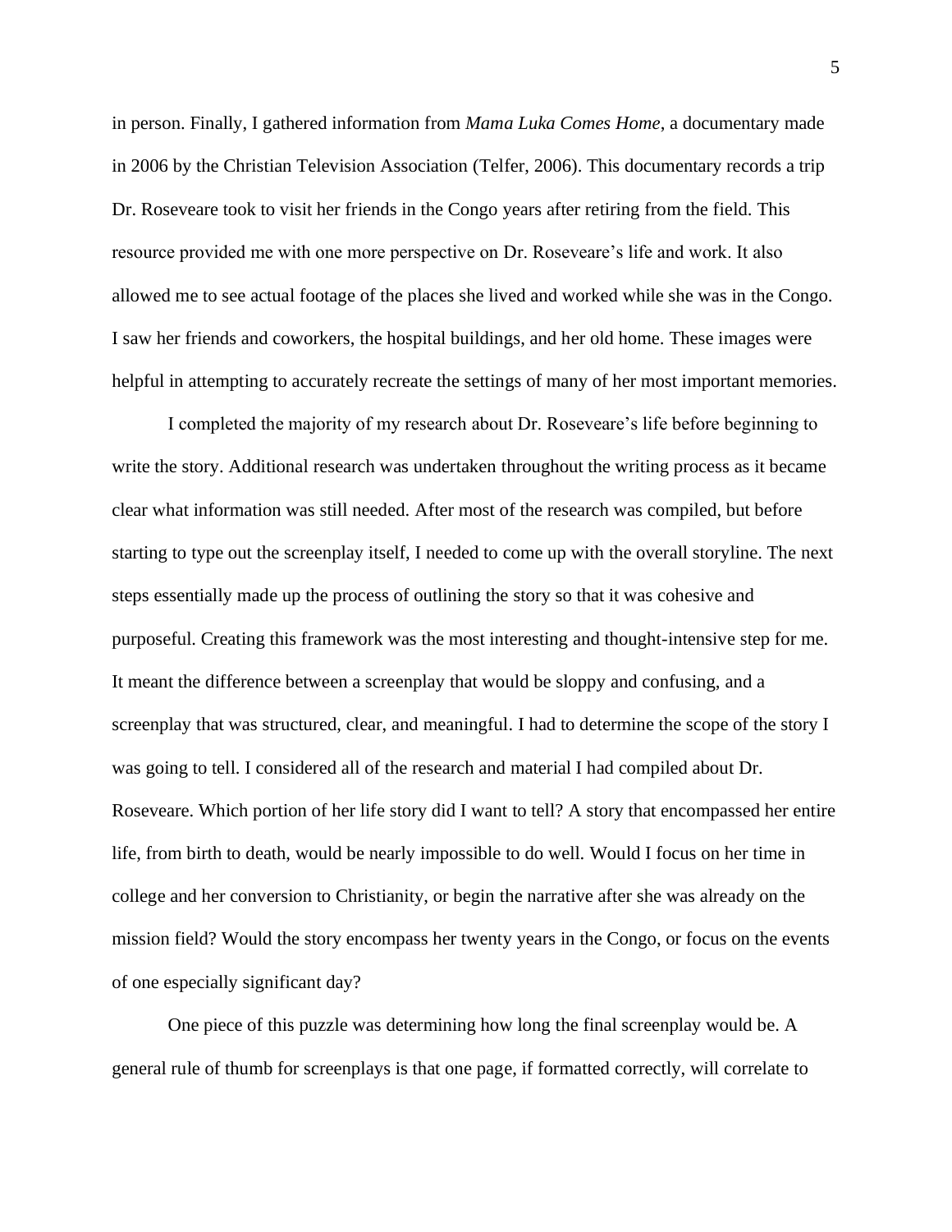in person. Finally, I gathered information from *Mama Luka Comes Home*, a documentary made in 2006 by the Christian Television Association (Telfer, 2006). This documentary records a trip Dr. Roseveare took to visit her friends in the Congo years after retiring from the field. This resource provided me with one more perspective on Dr. Roseveare's life and work. It also allowed me to see actual footage of the places she lived and worked while she was in the Congo. I saw her friends and coworkers, the hospital buildings, and her old home. These images were helpful in attempting to accurately recreate the settings of many of her most important memories.

I completed the majority of my research about Dr. Roseveare's life before beginning to write the story. Additional research was undertaken throughout the writing process as it became clear what information was still needed. After most of the research was compiled, but before starting to type out the screenplay itself, I needed to come up with the overall storyline. The next steps essentially made up the process of outlining the story so that it was cohesive and purposeful. Creating this framework was the most interesting and thought-intensive step for me. It meant the difference between a screenplay that would be sloppy and confusing, and a screenplay that was structured, clear, and meaningful. I had to determine the scope of the story I was going to tell. I considered all of the research and material I had compiled about Dr. Roseveare. Which portion of her life story did I want to tell? A story that encompassed her entire life, from birth to death, would be nearly impossible to do well. Would I focus on her time in college and her conversion to Christianity, or begin the narrative after she was already on the mission field? Would the story encompass her twenty years in the Congo, or focus on the events of one especially significant day?

One piece of this puzzle was determining how long the final screenplay would be. A general rule of thumb for screenplays is that one page, if formatted correctly, will correlate to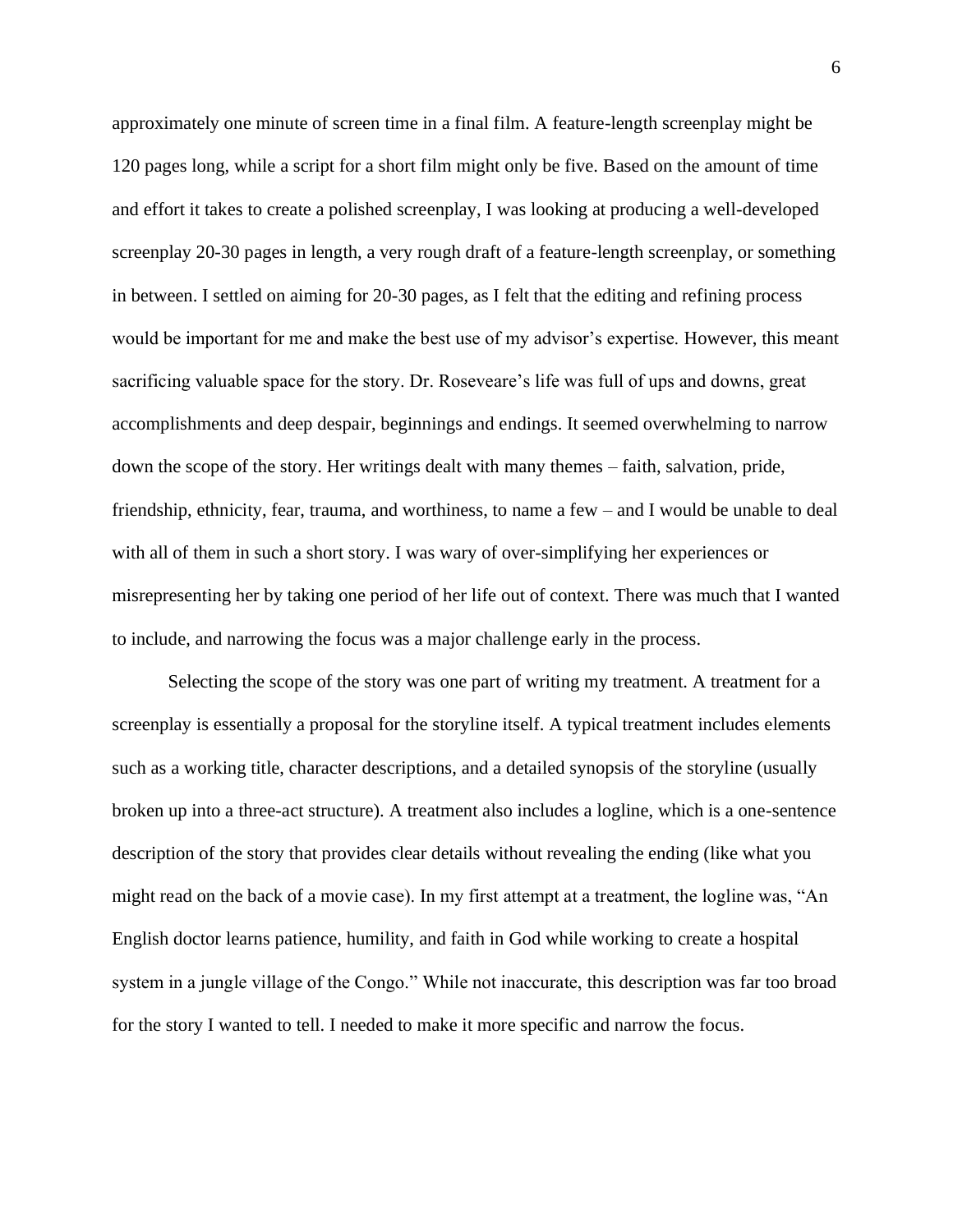approximately one minute of screen time in a final film. A feature-length screenplay might be 120 pages long, while a script for a short film might only be five. Based on the amount of time and effort it takes to create a polished screenplay, I was looking at producing a well-developed screenplay 20-30 pages in length, a very rough draft of a feature-length screenplay, or something in between. I settled on aiming for 20-30 pages, as I felt that the editing and refining process would be important for me and make the best use of my advisor's expertise. However, this meant sacrificing valuable space for the story. Dr. Roseveare's life was full of ups and downs, great accomplishments and deep despair, beginnings and endings. It seemed overwhelming to narrow down the scope of the story. Her writings dealt with many themes – faith, salvation, pride, friendship, ethnicity, fear, trauma, and worthiness, to name a few – and I would be unable to deal with all of them in such a short story. I was wary of over-simplifying her experiences or misrepresenting her by taking one period of her life out of context. There was much that I wanted to include, and narrowing the focus was a major challenge early in the process.

Selecting the scope of the story was one part of writing my treatment. A treatment for a screenplay is essentially a proposal for the storyline itself. A typical treatment includes elements such as a working title, character descriptions, and a detailed synopsis of the storyline (usually broken up into a three-act structure). A treatment also includes a logline, which is a one-sentence description of the story that provides clear details without revealing the ending (like what you might read on the back of a movie case). In my first attempt at a treatment, the logline was, "An English doctor learns patience, humility, and faith in God while working to create a hospital system in a jungle village of the Congo." While not inaccurate, this description was far too broad for the story I wanted to tell. I needed to make it more specific and narrow the focus.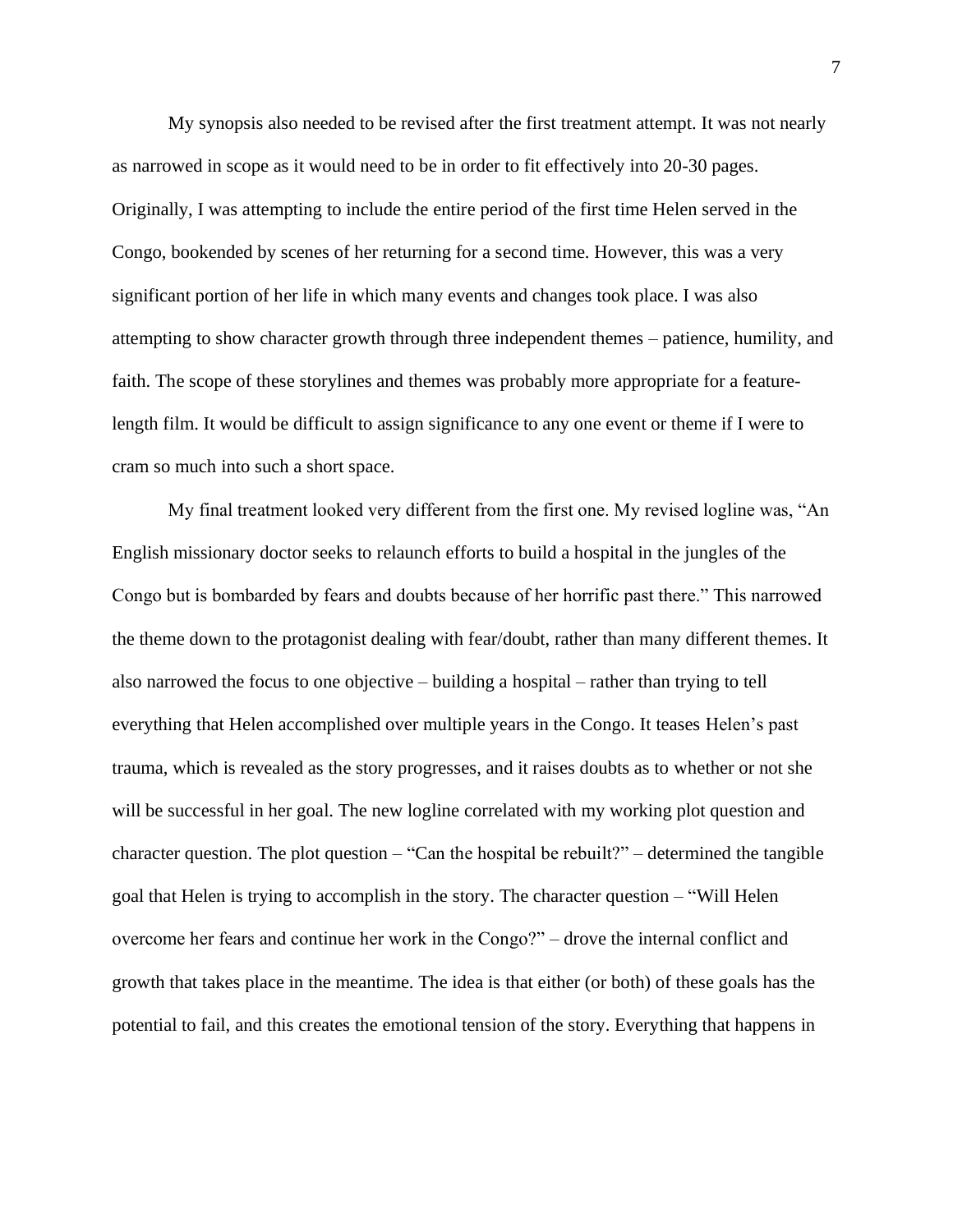My synopsis also needed to be revised after the first treatment attempt. It was not nearly as narrowed in scope as it would need to be in order to fit effectively into 20-30 pages. Originally, I was attempting to include the entire period of the first time Helen served in the Congo, bookended by scenes of her returning for a second time. However, this was a very significant portion of her life in which many events and changes took place. I was also attempting to show character growth through three independent themes – patience, humility, and faith. The scope of these storylines and themes was probably more appropriate for a feature-length film. It would be difficult to assign significance to any one event or theme if I were to cram so much into such a short space.

My final treatment looked very different from the first one. My revised logline was, "An English missionary doctor seeks to relaunch efforts to build a hospital in the jungles of the Congo but is bombarded by fears and doubts because of her horrific past there." This narrowed the theme down to the protagonist dealing with fear/doubt, rather than many different themes. It also narrowed the focus to one objective – building a hospital – rather than trying to tell everything that Helen accomplished over multiple years in the Congo. It teases Helen's past trauma, which is revealed as the story progresses, and it raises doubts as to whether or not she will be successful in her goal. The new logline correlated with my working plot question and character question. The plot question – "Can the hospital be rebuilt?" – determined the tangible goal that Helen is trying to accomplish in the story. The character question – "Will Helen overcome her fears and continue her work in the Congo?" – drove the internal conflict and growth that takes place in the meantime. The idea is that either (or both) of these goals has the potential to fail, and this creates the emotional tension of the story. Everything that happens in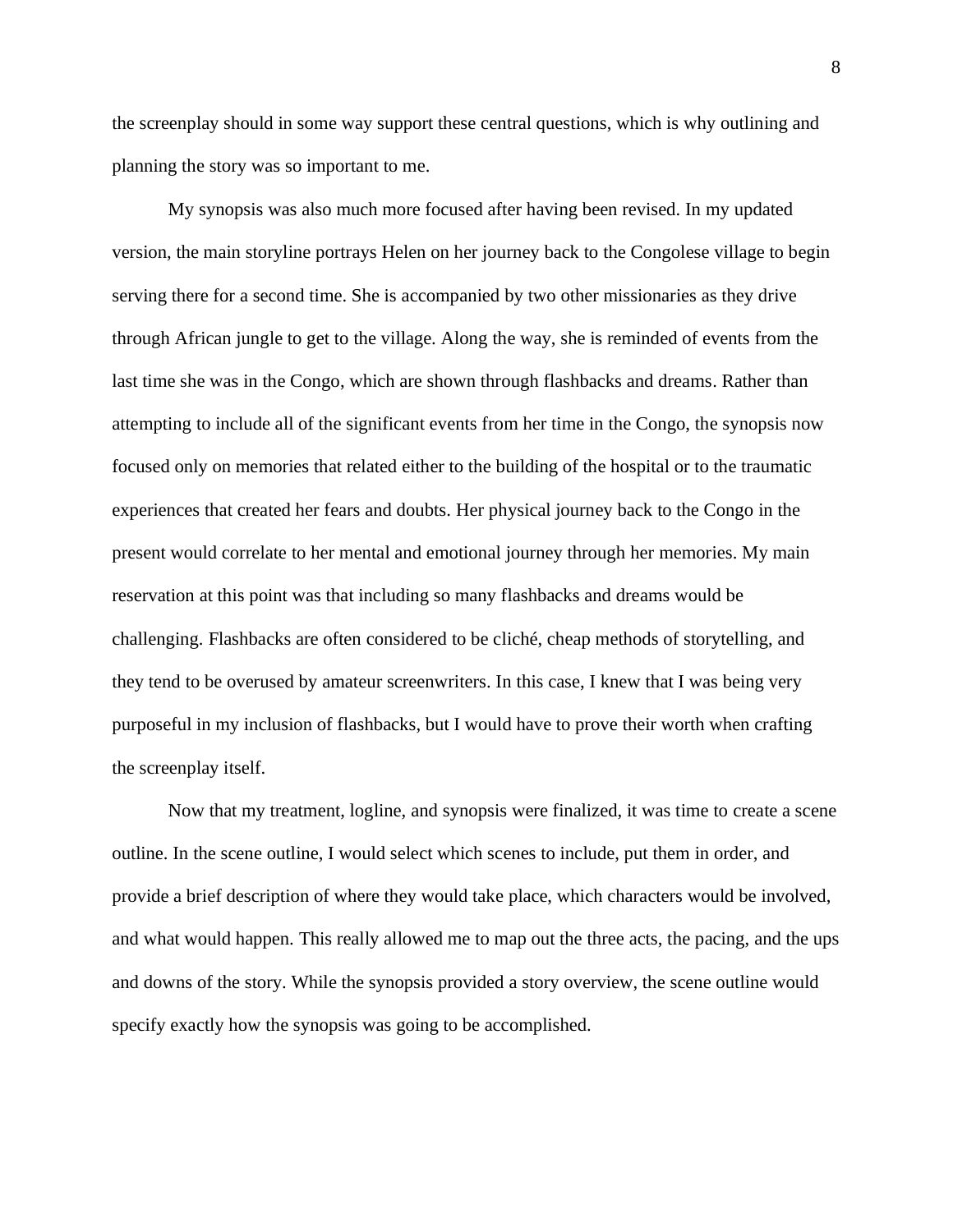the screenplay should in some way support these central questions, which is why outlining and planning the story was so important to me.

My synopsis was also much more focused after having been revised. In my updated version, the main storyline portrays Helen on her journey back to the Congolese village to begin serving there for a second time. She is accompanied by two other missionaries as they drive through African jungle to get to the village. Along the way, she is reminded of events from the last time she was in the Congo, which are shown through flashbacks and dreams. Rather than attempting to include all of the significant events from her time in the Congo, the synopsis now focused only on memories that related either to the building of the hospital or to the traumatic experiences that created her fears and doubts. Her physical journey back to the Congo in the present would correlate to her mental and emotional journey through her memories. My main reservation at this point was that including so many flashbacks and dreams would be challenging. Flashbacks are often considered to be cliché, cheap methods of storytelling, and they tend to be overused by amateur screenwriters. In this case, I knew that I was being very purposeful in my inclusion of flashbacks, but I would have to prove their worth when crafting the screenplay itself.

Now that my treatment, logline, and synopsis were finalized, it was time to create a scene outline. In the scene outline, I would select which scenes to include, put them in order, and provide a brief description of where they would take place, which characters would be involved, and what would happen. This really allowed me to map out the three acts, the pacing, and the ups and downs of the story. While the synopsis provided a story overview, the scene outline would specify exactly how the synopsis was going to be accomplished.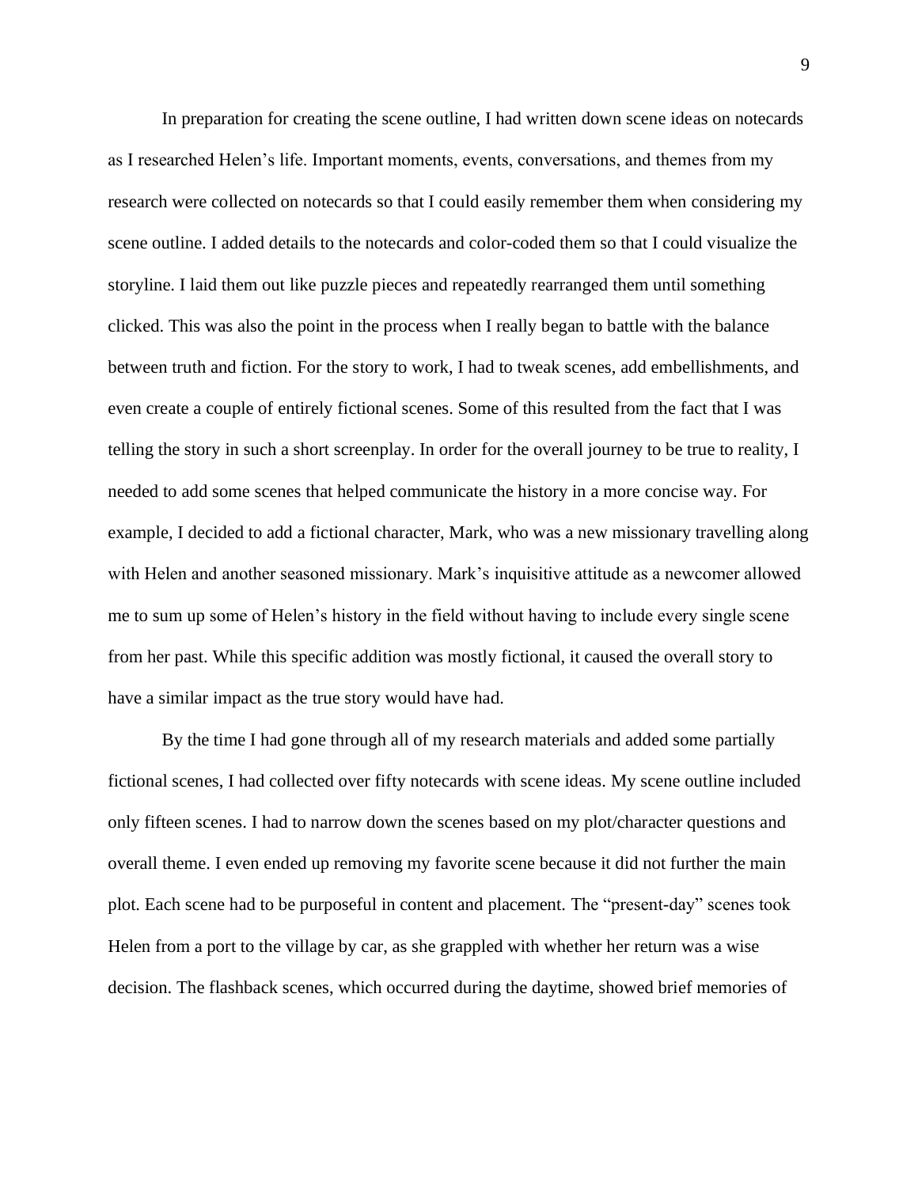In preparation for creating the scene outline, I had written down scene ideas on notecards as I researched Helen's life. Important moments, events, conversations, and themes from my research were collected on notecards so that I could easily remember them when considering my scene outline. I added details to the notecards and color-coded them so that I could visualize the storyline. I laid them out like puzzle pieces and repeatedly rearranged them until something clicked. This was also the point in the process when I really began to battle with the balance between truth and fiction. For the story to work, I had to tweak scenes, add embellishments, and even create a couple of entirely fictional scenes. Some of this resulted from the fact that I was telling the story in such a short screenplay. In order for the overall journey to be true to reality, I needed to add some scenes that helped communicate the history in a more concise way. For example, I decided to add a fictional character, Mark, who was a new missionary travelling along with Helen and another seasoned missionary. Mark's inquisitive attitude as a newcomer allowed me to sum up some of Helen's history in the field without having to include every single scene from her past. While this specific addition was mostly fictional, it caused the overall story to have a similar impact as the true story would have had.

By the time I had gone through all of my research materials and added some partially fictional scenes, I had collected over fifty notecards with scene ideas. My scene outline included only fifteen scenes. I had to narrow down the scenes based on my plot/character questions and overall theme. I even ended up removing my favorite scene because it did not further the main plot. Each scene had to be purposeful in content and placement. The "present-day" scenes took Helen from a port to the village by car, as she grappled with whether her return was a wise decision. The flashback scenes, which occurred during the daytime, showed brief memories of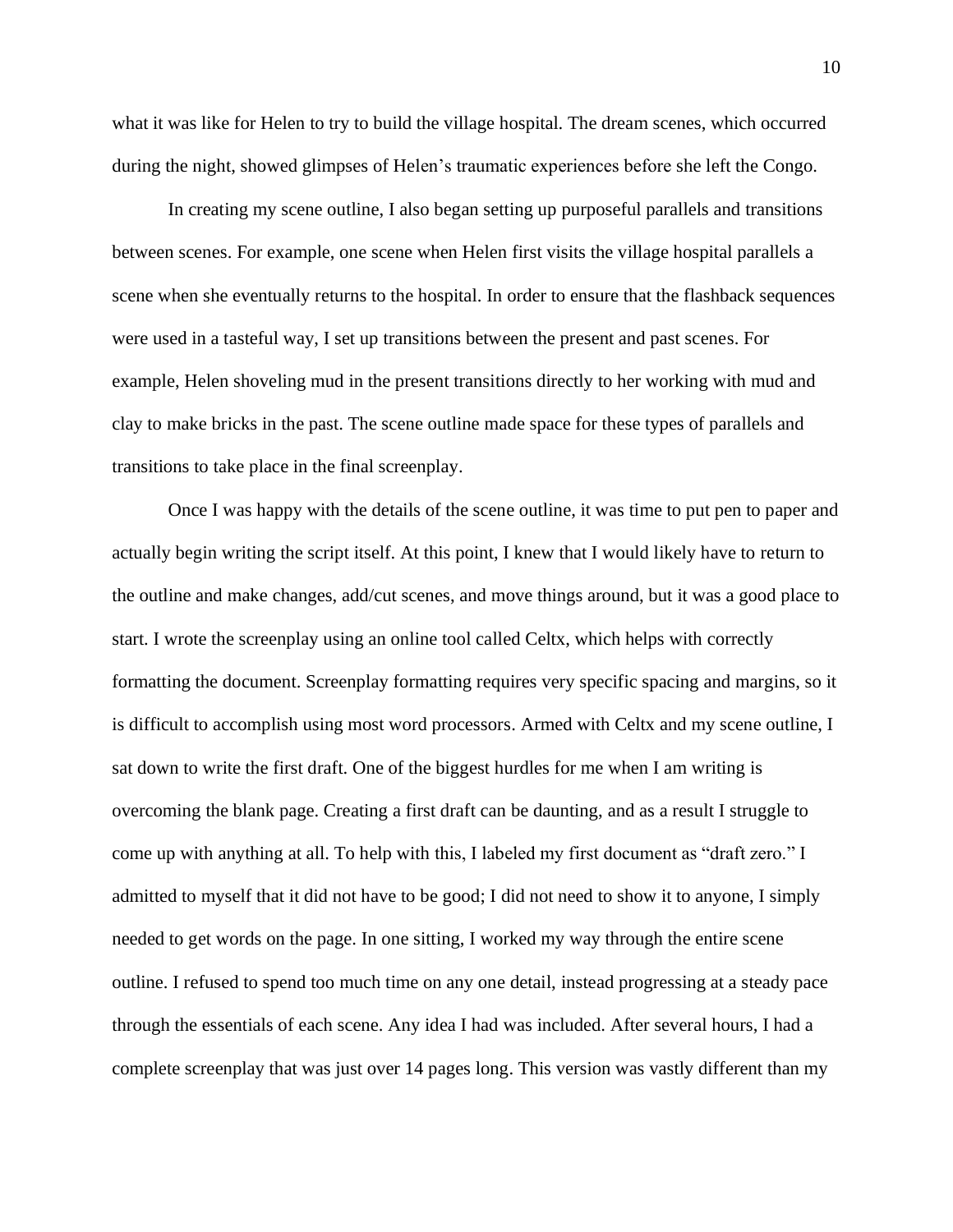what it was like for Helen to try to build the village hospital. The dream scenes, which occurred during the night, showed glimpses of Helen's traumatic experiences before she left the Congo.

In creating my scene outline, I also began setting up purposeful parallels and transitions between scenes. For example, one scene when Helen first visits the village hospital parallels a scene when she eventually returns to the hospital. In order to ensure that the flashback sequences were used in a tasteful way, I set up transitions between the present and past scenes. For example, Helen shoveling mud in the present transitions directly to her working with mud and clay to make bricks in the past. The scene outline made space for these types of parallels and transitions to take place in the final screenplay.

Once I was happy with the details of the scene outline, it was time to put pen to paper and actually begin writing the script itself. At this point, I knew that I would likely have to return to the outline and make changes, add/cut scenes, and move things around, but it was a good place to start. I wrote the screenplay using an online tool called Celtx, which helps with correctly formatting the document. Screenplay formatting requires very specific spacing and margins, so it is difficult to accomplish using most word processors. Armed with Celtx and my scene outline, I sat down to write the first draft. One of the biggest hurdles for me when I am writing is overcoming the blank page. Creating a first draft can be daunting, and as a result I struggle to come up with anything at all. To help with this, I labeled my first document as "draft zero." I admitted to myself that it did not have to be good; I did not need to show it to anyone, I simply needed to get words on the page. In one sitting, I worked my way through the entire scene outline. I refused to spend too much time on any one detail, instead progressing at a steady pace through the essentials of each scene. Any idea I had was included. After several hours, I had a complete screenplay that was just over 14 pages long. This version was vastly different than my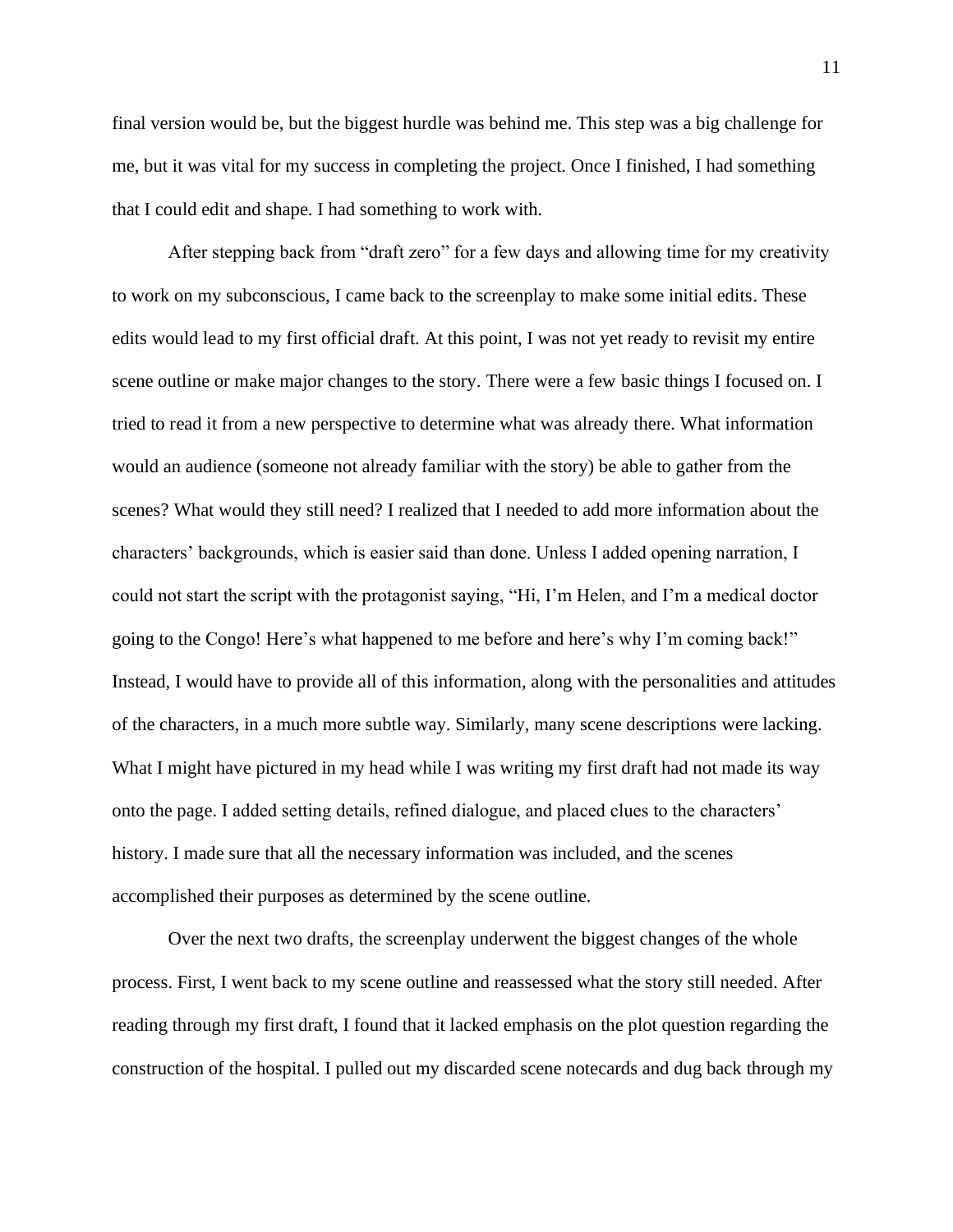final version would be, but the biggest hurdle was behind me. This step was a big challenge for me, but it was vital for my success in completing the project. Once I finished, I had something that I could edit and shape. I had something to work with.

After stepping back from "draft zero" for a few days and allowing time for my creativity to work on my subconscious, I came back to the screenplay to make some initial edits. These edits would lead to my first official draft. At this point, I was not yet ready to revisit my entire scene outline or make major changes to the story. There were a few basic things I focused on. I tried to read it from a new perspective to determine what was already there. What information would an audience (someone not already familiar with the story) be able to gather from the scenes? What would they still need? I realized that I needed to add more information about the characters' backgrounds, which is easier said than done. Unless I added opening narration, I could not start the script with the protagonist saying, "Hi, I'm Helen, and I'm a medical doctor going to the Congo! Here's what happened to me before and here's why I'm coming back!" Instead, I would have to provide all of this information, along with the personalities and attitudes of the characters, in a much more subtle way. Similarly, many scene descriptions were lacking. What I might have pictured in my head while I was writing my first draft had not made its way onto the page. I added setting details, refined dialogue, and placed clues to the characters' history. I made sure that all the necessary information was included, and the scenes accomplished their purposes as determined by the scene outline.

Over the next two drafts, the screenplay underwent the biggest changes of the whole process. First, I went back to my scene outline and reassessed what the story still needed. After reading through my first draft, I found that it lacked emphasis on the plot question regarding the construction of the hospital. I pulled out my discarded scene notecards and dug back through my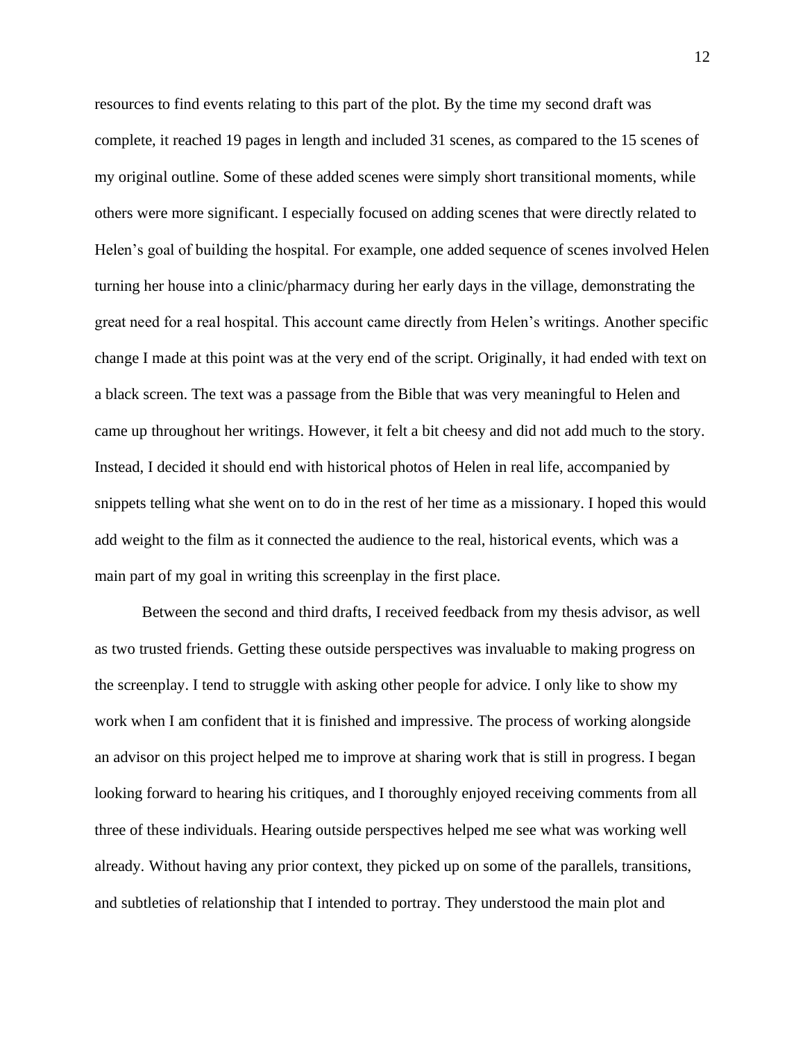resources to find events relating to this part of the plot. By the time my second draft was complete, it reached 19 pages in length and included 31 scenes, as compared to the 15 scenes of my original outline. Some of these added scenes were simply short transitional moments, while others were more significant. I especially focused on adding scenes that were directly related to Helen's goal of building the hospital. For example, one added sequence of scenes involved Helen turning her house into a clinic/pharmacy during her early days in the village, demonstrating the great need for a real hospital. This account came directly from Helen's writings. Another specific change I made at this point was at the very end of the script. Originally, it had ended with text on a black screen. The text was a passage from the Bible that was very meaningful to Helen and came up throughout her writings. However, it felt a bit cheesy and did not add much to the story. Instead, I decided it should end with historical photos of Helen in real life, accompanied by snippets telling what she went on to do in the rest of her time as a missionary. I hoped this would add weight to the film as it connected the audience to the real, historical events, which was a main part of my goal in writing this screenplay in the first place.

Between the second and third drafts, I received feedback from my thesis advisor, as well as two trusted friends. Getting these outside perspectives was invaluable to making progress on the screenplay. I tend to struggle with asking other people for advice. I only like to show my work when I am confident that it is finished and impressive. The process of working alongside an advisor on this project helped me to improve at sharing work that is still in progress. I began looking forward to hearing his critiques, and I thoroughly enjoyed receiving comments from all three of these individuals. Hearing outside perspectives helped me see what was working well already. Without having any prior context, they picked up on some of the parallels, transitions, and subtleties of relationship that I intended to portray. They understood the main plot and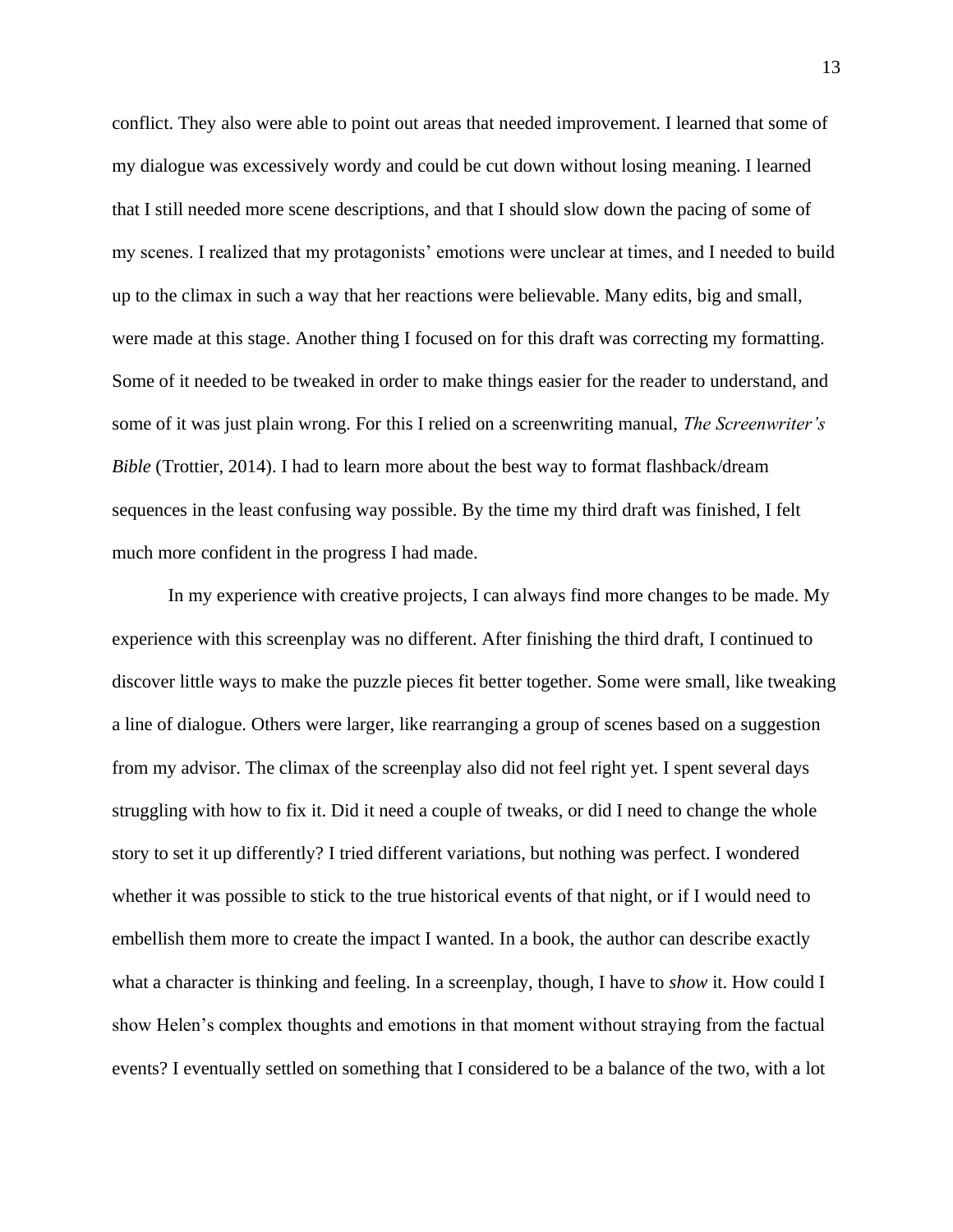conflict. They also were able to point out areas that needed improvement. I learned that some of my dialogue was excessively wordy and could be cut down without losing meaning. I learned that I still needed more scene descriptions, and that I should slow down the pacing of some of my scenes. I realized that my protagonists' emotions were unclear at times, and I needed to build up to the climax in such a way that her reactions were believable. Many edits, big and small, were made at this stage. Another thing I focused on for this draft was correcting my formatting. Some of it needed to be tweaked in order to make things easier for the reader to understand, and some of it was just plain wrong. For this I relied on a screenwriting manual, *The Screenwriter's Bible* (Trottier, 2014). I had to learn more about the best way to format flashback/dream sequences in the least confusing way possible. By the time my third draft was finished, I felt much more confident in the progress I had made.

In my experience with creative projects, I can always find more changes to be made. My experience with this screenplay was no different. After finishing the third draft, I continued to discover little ways to make the puzzle pieces fit better together. Some were small, like tweaking a line of dialogue. Others were larger, like rearranging a group of scenes based on a suggestion from my advisor. The climax of the screenplay also did not feel right yet. I spent several days struggling with how to fix it. Did it need a couple of tweaks, or did I need to change the whole story to set it up differently? I tried different variations, but nothing was perfect. I wondered whether it was possible to stick to the true historical events of that night, or if I would need to embellish them more to create the impact I wanted. In a book, the author can describe exactly what a character is thinking and feeling. In a screenplay, though, I have to *show* it. How could I show Helen's complex thoughts and emotions in that moment without straying from the factual events? I eventually settled on something that I considered to be a balance of the two, with a lot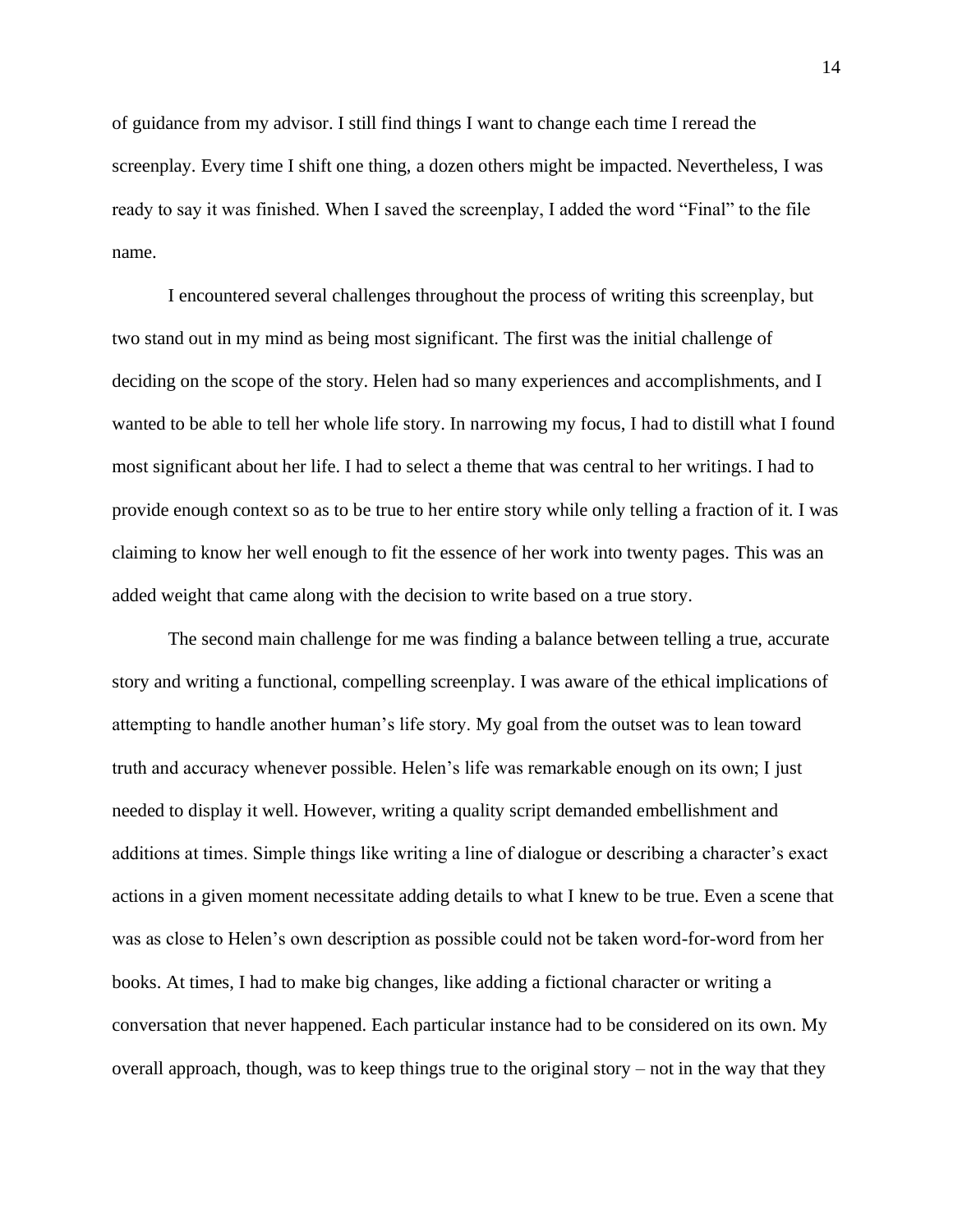of guidance from my advisor. I still find things I want to change each time I reread the screenplay. Every time I shift one thing, a dozen others might be impacted. Nevertheless, I was ready to say it was finished. When I saved the screenplay, I added the word "Final" to the file name.

I encountered several challenges throughout the process of writing this screenplay, but two stand out in my mind as being most significant. The first was the initial challenge of deciding on the scope of the story. Helen had so many experiences and accomplishments, and I wanted to be able to tell her whole life story. In narrowing my focus, I had to distill what I found most significant about her life. I had to select a theme that was central to her writings. I had to provide enough context so as to be true to her entire story while only telling a fraction of it. I was claiming to know her well enough to fit the essence of her work into twenty pages. This was an added weight that came along with the decision to write based on a true story.

The second main challenge for me was finding a balance between telling a true, accurate story and writing a functional, compelling screenplay. I was aware of the ethical implications of attempting to handle another human's life story. My goal from the outset was to lean toward truth and accuracy whenever possible. Helen's life was remarkable enough on its own; I just needed to display it well. However, writing a quality script demanded embellishment and additions at times. Simple things like writing a line of dialogue or describing a character's exact actions in a given moment necessitate adding details to what I knew to be true. Even a scene that was as close to Helen's own description as possible could not be taken word-for-word from her books. At times, I had to make big changes, like adding a fictional character or writing a conversation that never happened. Each particular instance had to be considered on its own. My overall approach, though, was to keep things true to the original story – not in the way that they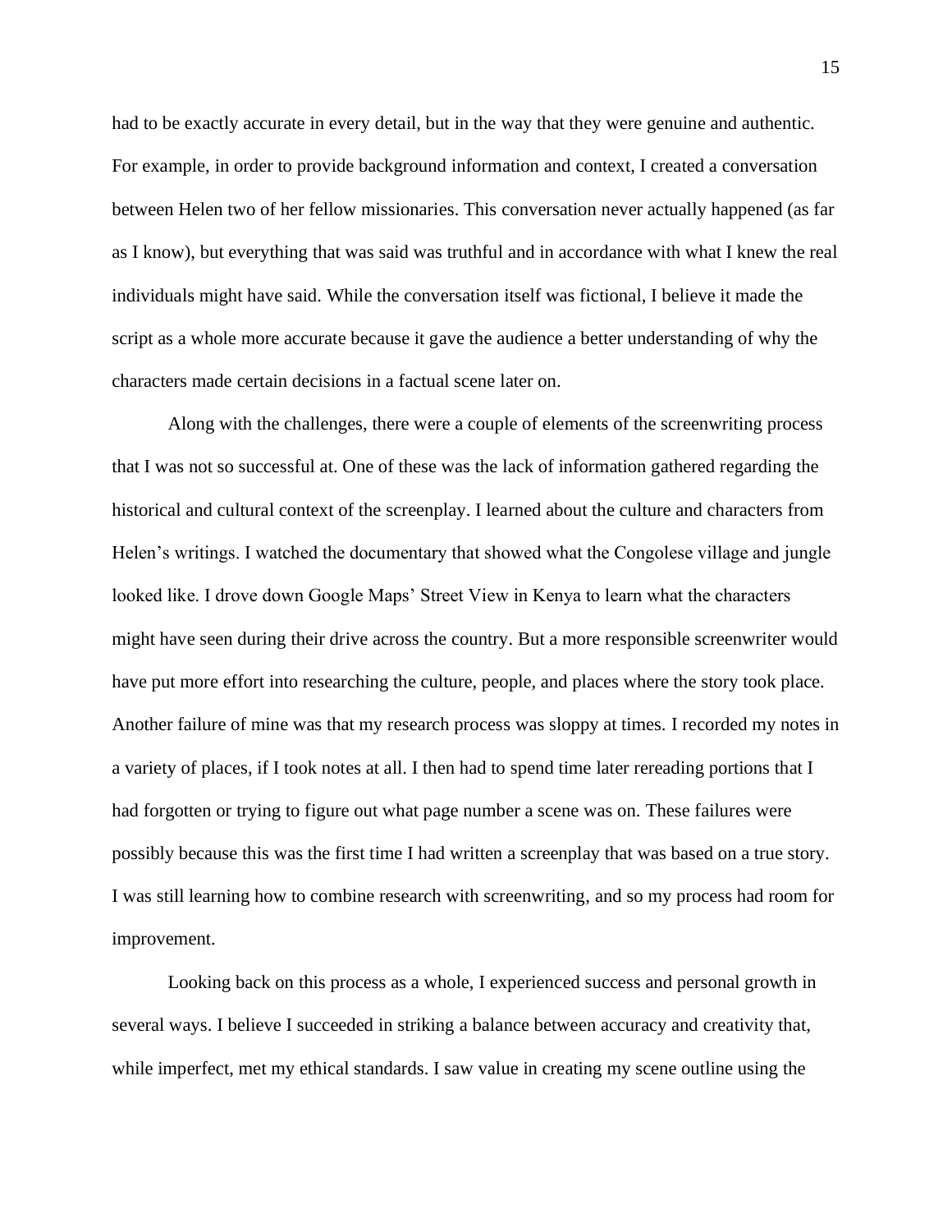had to be exactly accurate in every detail, but in the way that they were genuine and authentic. For example, in order to provide background information and context, I created a conversation between Helen two of her fellow missionaries. This conversation never actually happened (as far as I know), but everything that was said was truthful and in accordance with what I knew the real individuals might have said. While the conversation itself was fictional, I believe it made the script as a whole more accurate because it gave the audience a better understanding of why the characters made certain decisions in a factual scene later on.

Along with the challenges, there were a couple of elements of the screenwriting process that I was not so successful at. One of these was the lack of information gathered regarding the historical and cultural context of the screenplay. I learned about the culture and characters from Helen's writings. I watched the documentary that showed what the Congolese village and jungle looked like. I drove down Google Maps' Street View in Kenya to learn what the characters might have seen during their drive across the country. But a more responsible screenwriter would have put more effort into researching the culture, people, and places where the story took place. Another failure of mine was that my research process was sloppy at times. I recorded my notes in a variety of places, if I took notes at all. I then had to spend time later rereading portions that I had forgotten or trying to figure out what page number a scene was on. These failures were possibly because this was the first time I had written a screenplay that was based on a true story. I was still learning how to combine research with screenwriting, and so my process had room for improvement.

Looking back on this process as a whole, I experienced success and personal growth in several ways. I believe I succeeded in striking a balance between accuracy and creativity that, while imperfect, met my ethical standards. I saw value in creating my scene outline using the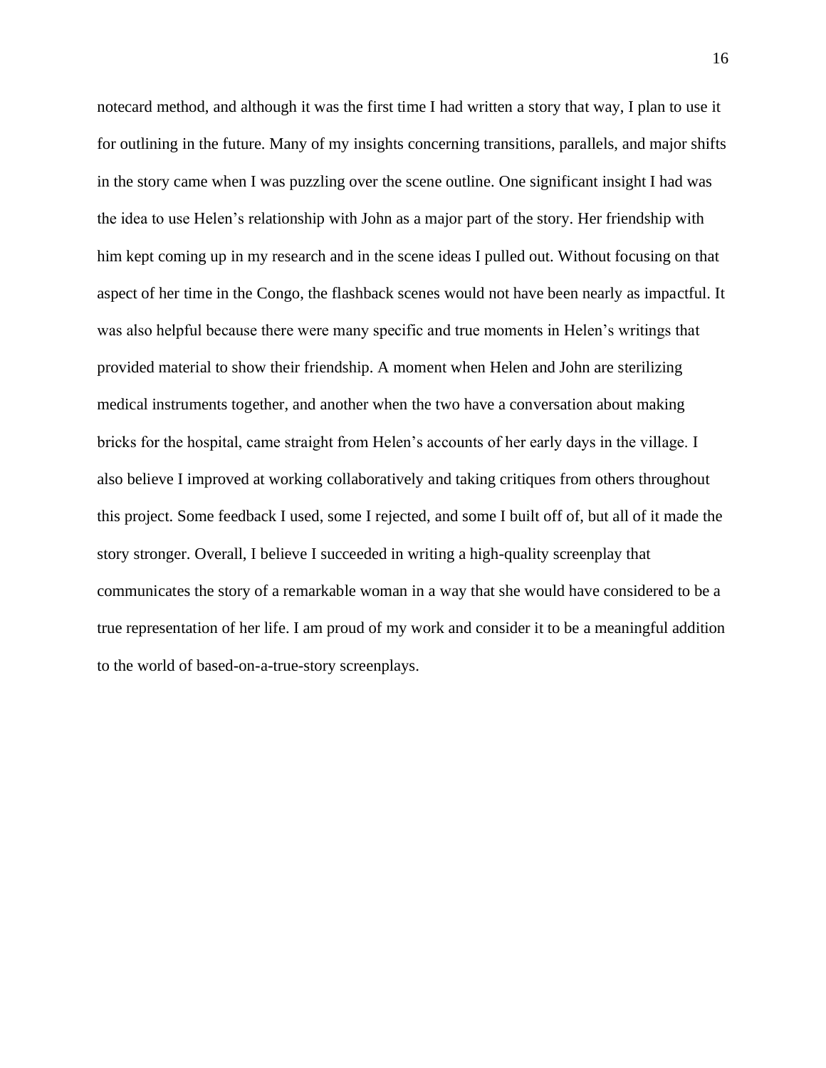notecard method, and although it was the first time I had written a story that way, I plan to use it for outlining in the future. Many of my insights concerning transitions, parallels, and major shifts in the story came when I was puzzling over the scene outline. One significant insight I had was the idea to use Helen's relationship with John as a major part of the story. Her friendship with him kept coming up in my research and in the scene ideas I pulled out. Without focusing on that aspect of her time in the Congo, the flashback scenes would not have been nearly as impactful. It was also helpful because there were many specific and true moments in Helen's writings that provided material to show their friendship. A moment when Helen and John are sterilizing medical instruments together, and another when the two have a conversation about making bricks for the hospital, came straight from Helen's accounts of her early days in the village. I also believe I improved at working collaboratively and taking critiques from others throughout this project. Some feedback I used, some I rejected, and some I built off of, but all of it made the story stronger. Overall, I believe I succeeded in writing a high-quality screenplay that communicates the story of a remarkable woman in a way that she would have considered to be a true representation of her life. I am proud of my work and consider it to be a meaningful addition to the world of based-on-a-true-story screenplays.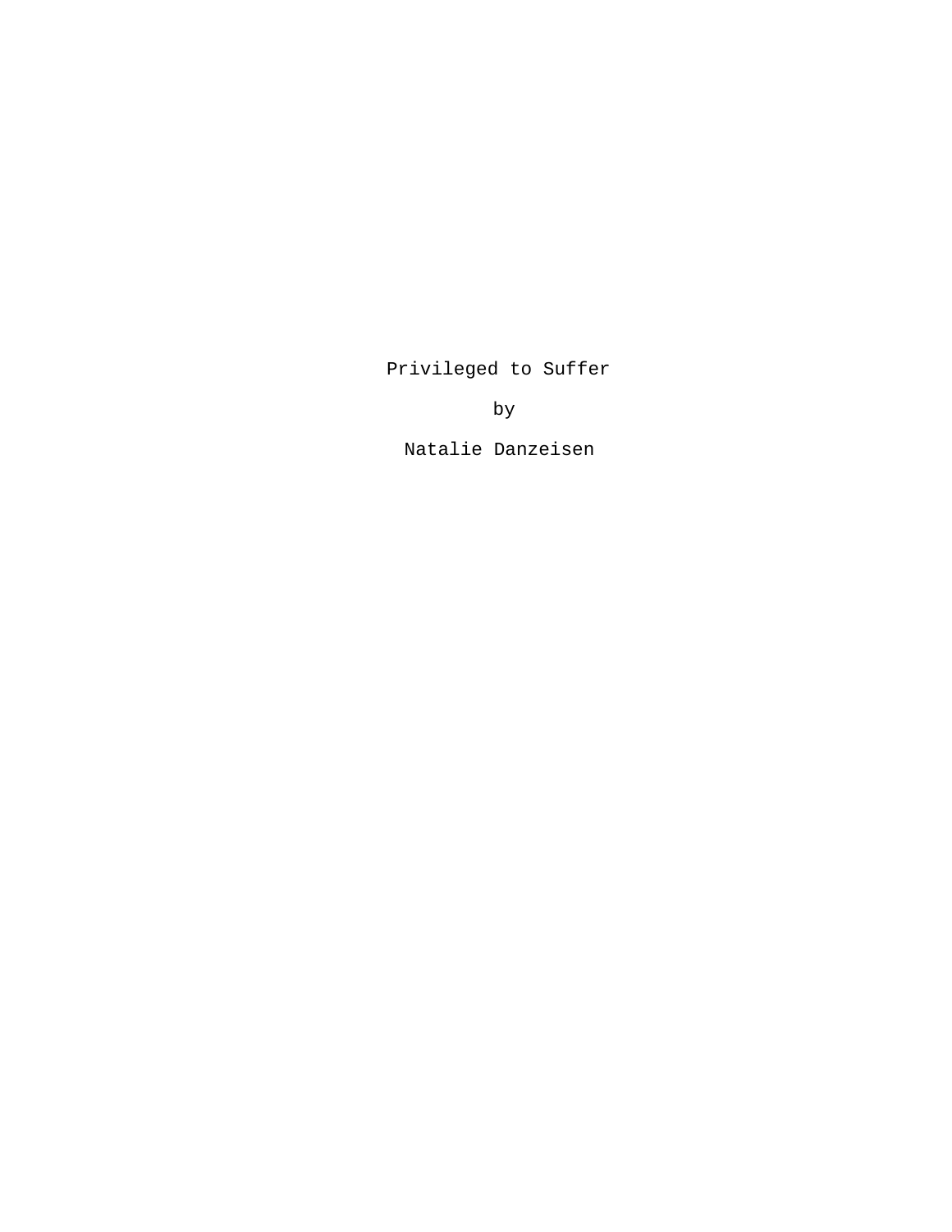Privileged to Suffer

by

Natalie Danzeisen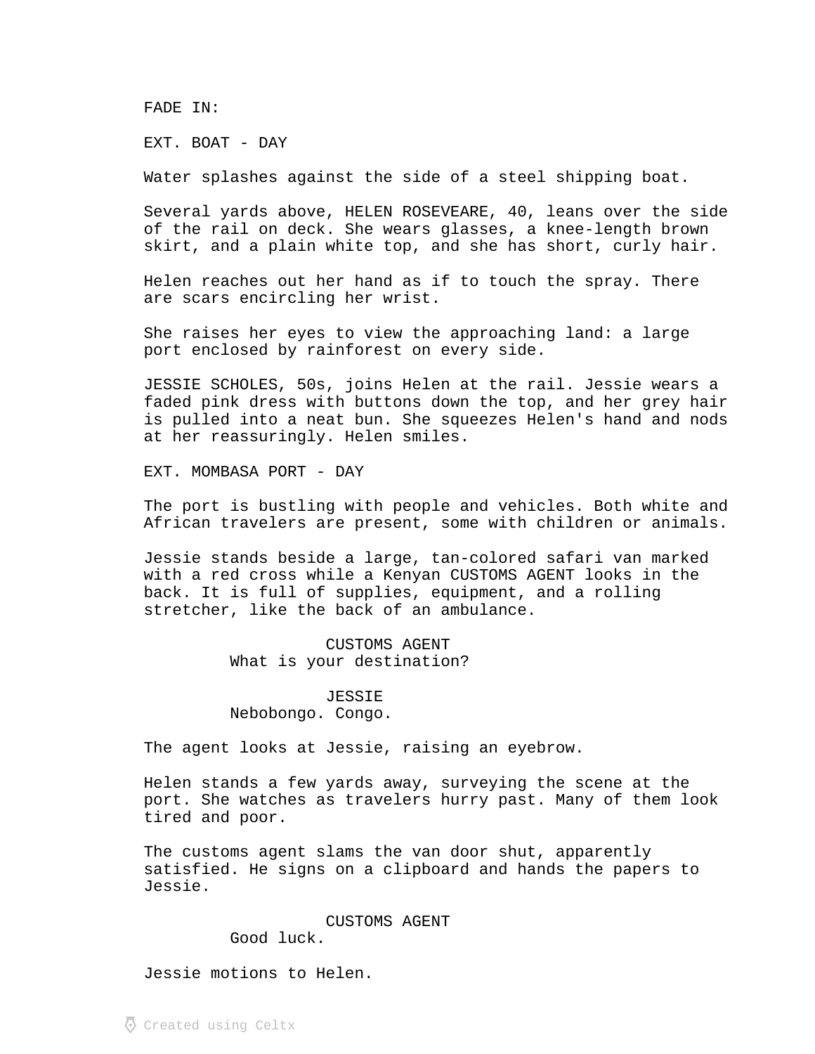FADE IN:

EXT. BOAT - DAY

Water splashes against the side of a steel shipping boat.

Several yards above, HELEN ROSEVEARE, 40, leans over the side of the rail on deck. She wears glasses, a knee-length brown skirt, and a plain white top, and she has short, curly hair.

Helen reaches out her hand as if to touch the spray. There are scars encircling her wrist.

She raises her eyes to view the approaching land: a large port enclosed by rainforest on every side.

JESSIE SCHOLES, 50s, joins Helen at the rail. Jessie wears a faded pink dress with buttons down the top, and her grey hair is pulled into a neat bun. She squeezes Helen's hand and nods at her reassuringly. Helen smiles.

EXT. MOMBASA PORT - DAY

The port is bustling with people and vehicles. Both white and African travelers are present, some with children or animals.

Jessie stands beside a large, tan-colored safari van marked with a red cross while a Kenyan CUSTOMS AGENT looks in the back. It is full of supplies, equipment, and a rolling stretcher, like the back of an ambulance.

CUSTOMS AGENT
What is your destination?

JESSIE
Nebobongo. Congo.

The agent looks at Jessie, raising an eyebrow.

Helen stands a few yards away, surveying the scene at the port. She watches as travelers hurry past. Many of them look tired and poor.

The customs agent slams the van door shut, apparently satisfied. He signs on a clipboard and hands the papers to Jessie.

CUSTOMS AGENT
Good luck.

Jessie motions to Helen.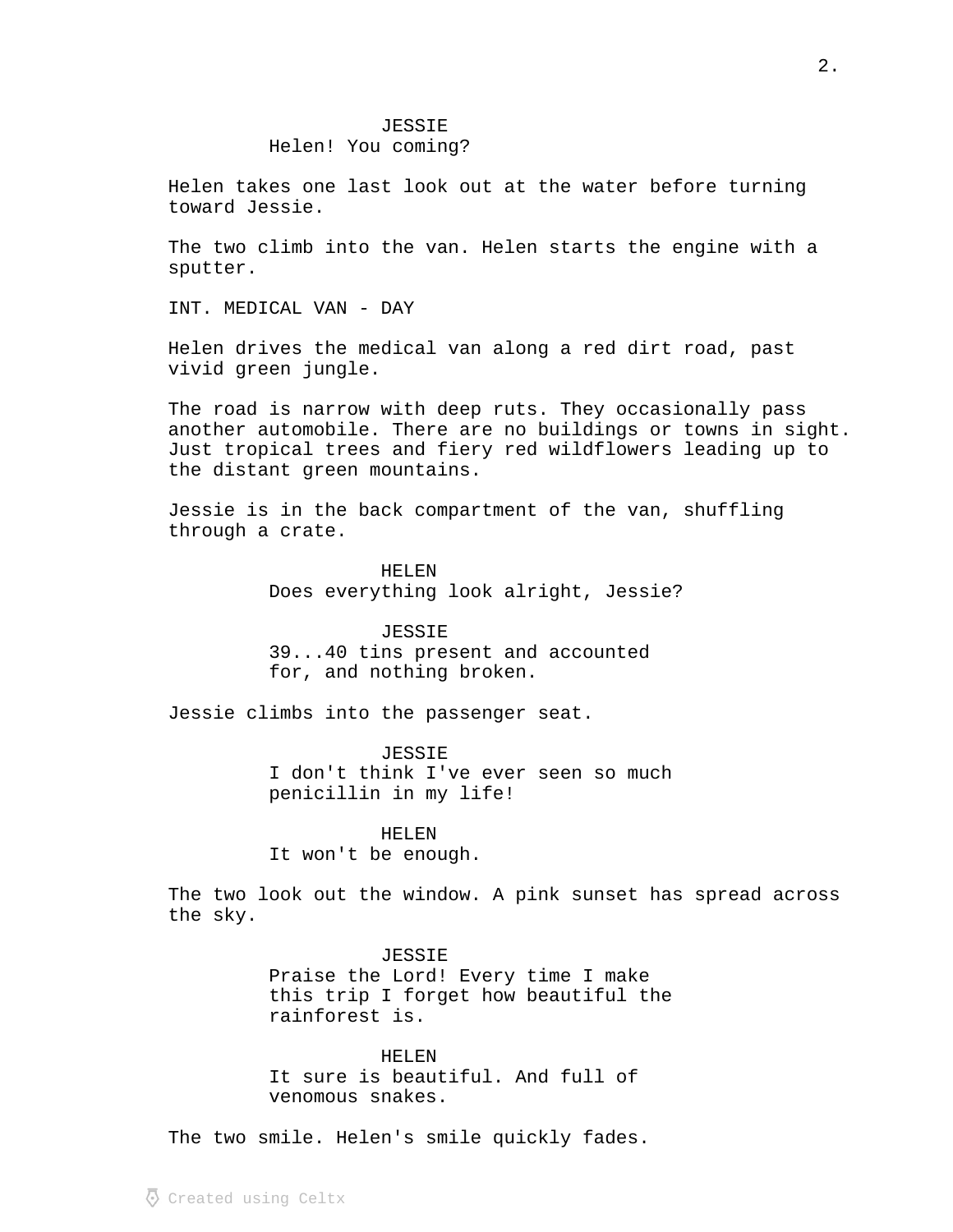JESSIE
Helen! You coming?

Helen takes one last look out at the water before turning toward Jessie.

The two climb into the van. Helen starts the engine with a sputter.

INT. MEDICAL VAN - DAY

Helen drives the medical van along a red dirt road, past vivid green jungle.

The road is narrow with deep ruts. They occasionally pass another automobile. There are no buildings or towns in sight. Just tropical trees and fiery red wildflowers leading up to the distant green mountains.

Jessie is in the back compartment of the van, shuffling through a crate.

HELEN
Does everything look alright, Jessie?

JESSIE
39...40 tins present and accounted for, and nothing broken.

Jessie climbs into the passenger seat.

JESSIE
I don't think I've ever seen so much penicillin in my life!

HELEN
It won't be enough.

The two look out the window. A pink sunset has spread across the sky.

JESSIE
Praise the Lord! Every time I make this trip I forget how beautiful the rainforest is.

HELEN
It sure is beautiful. And full of venomous snakes.

The two smile. Helen's smile quickly fades.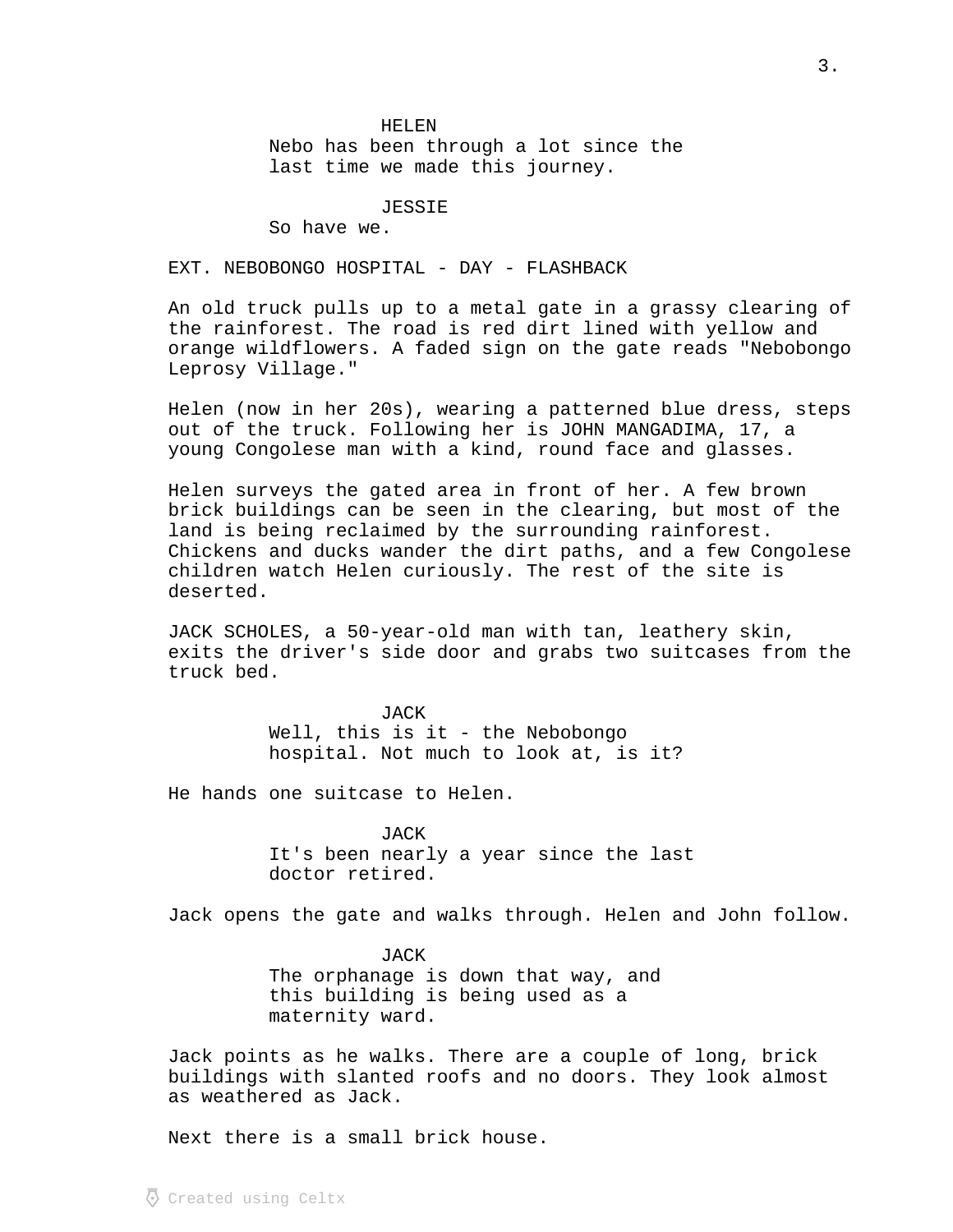HELEN
Nebo has been through a lot since the last time we made this journey.

JESSIE
So have we.

EXT. NEBOBONGO HOSPITAL - DAY - FLASHBACK

An old truck pulls up to a metal gate in a grassy clearing of the rainforest. The road is red dirt lined with yellow and orange wildflowers. A faded sign on the gate reads "Nebobongo Leprosy Village."

Helen (now in her 20s), wearing a patterned blue dress, steps out of the truck. Following her is JOHN MANGADIMA, 17, a young Congolese man with a kind, round face and glasses.

Helen surveys the gated area in front of her. A few brown brick buildings can be seen in the clearing, but most of the land is being reclaimed by the surrounding rainforest. Chickens and ducks wander the dirt paths, and a few Congolese children watch Helen curiously. The rest of the site is deserted.

JACK SCHOLES, a 50-year-old man with tan, leathery skin, exits the driver's side door and grabs two suitcases from the truck bed.

JACK
Well, this is it - the Nebobongo hospital. Not much to look at, is it?

He hands one suitcase to Helen.

JACK
It's been nearly a year since the last doctor retired.

Jack opens the gate and walks through. Helen and John follow.

JACK
The orphanage is down that way, and this building is being used as a maternity ward.

Jack points as he walks. There are a couple of long, brick buildings with slanted roofs and no doors. They look almost as weathered as Jack.

Next there is a small brick house.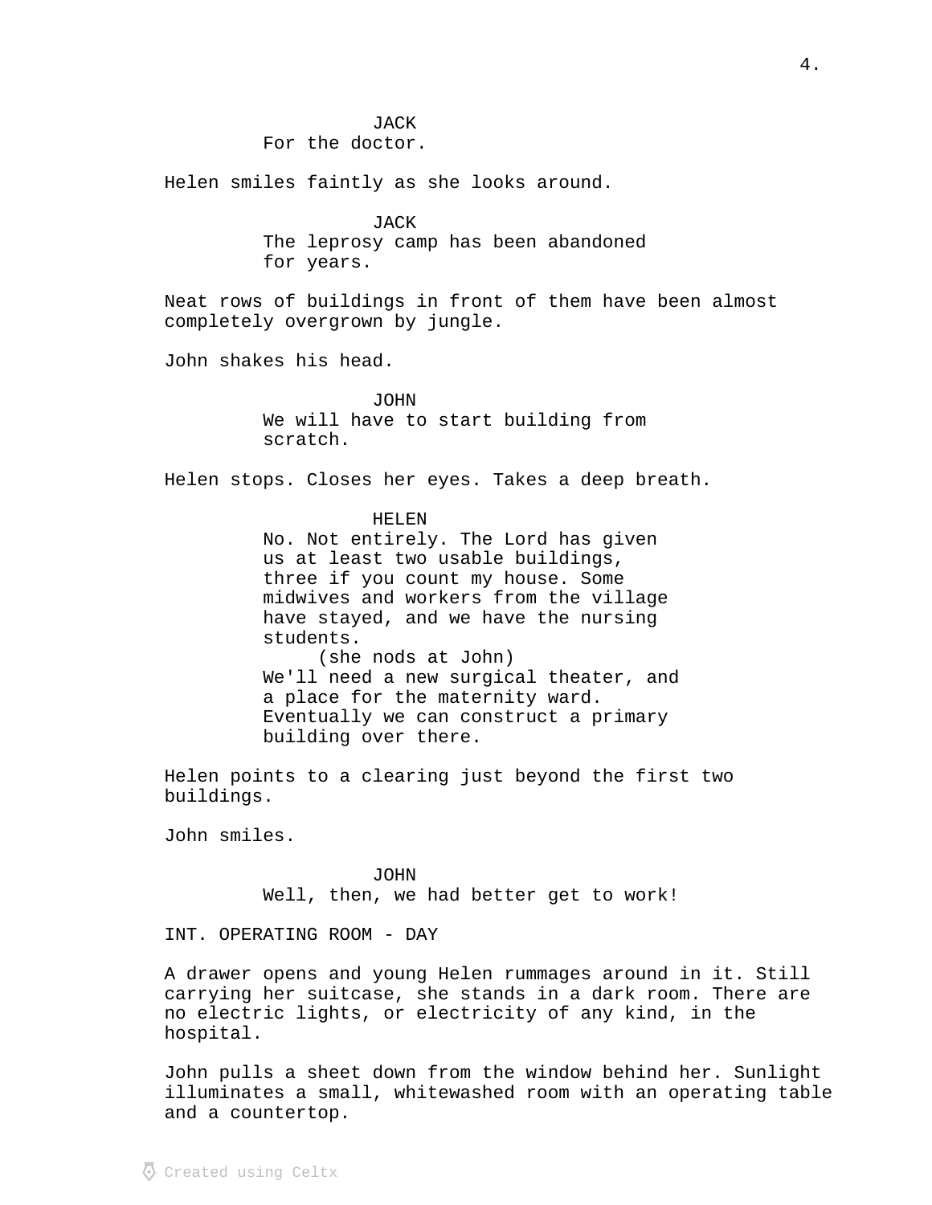JACK
For the doctor.

Helen smiles faintly as she looks around.

JACK
The leprosy camp has been abandoned for years.

Neat rows of buildings in front of them have been almost completely overgrown by jungle.

John shakes his head.

JOHN
We will have to start building from scratch.

Helen stops. Closes her eyes. Takes a deep breath.

HELEN
No. Not entirely. The Lord has given us at least two usable buildings, three if you count my house. Some midwives and workers from the village have stayed, and we have the nursing students.
(she nods at John)
We'll need a new surgical theater, and a place for the maternity ward. Eventually we can construct a primary building over there.

Helen points to a clearing just beyond the first two buildings.

John smiles.

JOHN
Well, then, we had better get to work!

INT. OPERATING ROOM - DAY

A drawer opens and young Helen rummages around in it. Still carrying her suitcase, she stands in a dark room. There are no electric lights, or electricity of any kind, in the hospital.

John pulls a sheet down from the window behind her. Sunlight illuminates a small, whitewashed room with an operating table and a countertop.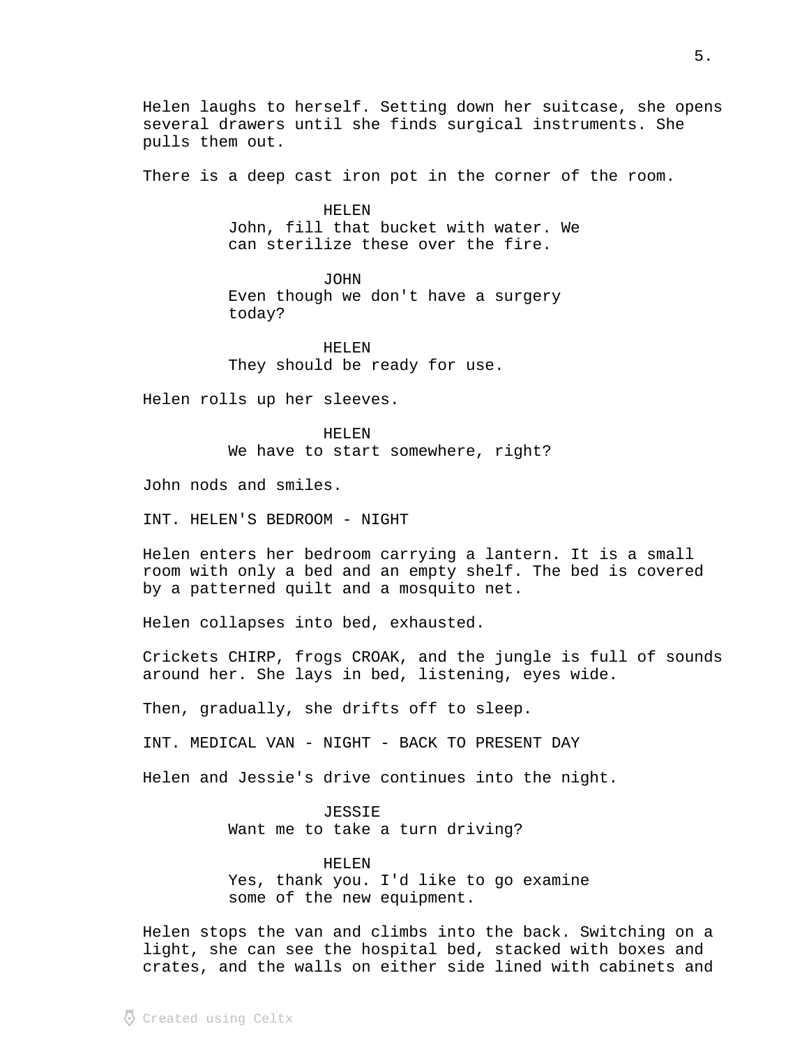Helen laughs to herself. Setting down her suitcase, she opens several drawers until she finds surgical instruments. She pulls them out.

There is a deep cast iron pot in the corner of the room.

HELEN
John, fill that bucket with water. We can sterilize these over the fire.

JOHN
Even though we don't have a surgery today?

HELEN
They should be ready for use.

Helen rolls up her sleeves.

HELEN
We have to start somewhere, right?

John nods and smiles.

INT. HELEN'S BEDROOM - NIGHT

Helen enters her bedroom carrying a lantern. It is a small room with only a bed and an empty shelf. The bed is covered by a patterned quilt and a mosquito net.

Helen collapses into bed, exhausted.

Crickets CHIRP, frogs CROAK, and the jungle is full of sounds around her. She lays in bed, listening, eyes wide.

Then, gradually, she drifts off to sleep.

INT. MEDICAL VAN - NIGHT - BACK TO PRESENT DAY

Helen and Jessie's drive continues into the night.

JESSIE
Want me to take a turn driving?

HELEN
Yes, thank you. I'd like to go examine some of the new equipment.

Helen stops the van and climbs into the back. Switching on a light, she can see the hospital bed, stacked with boxes and crates, and the walls on either side lined with cabinets and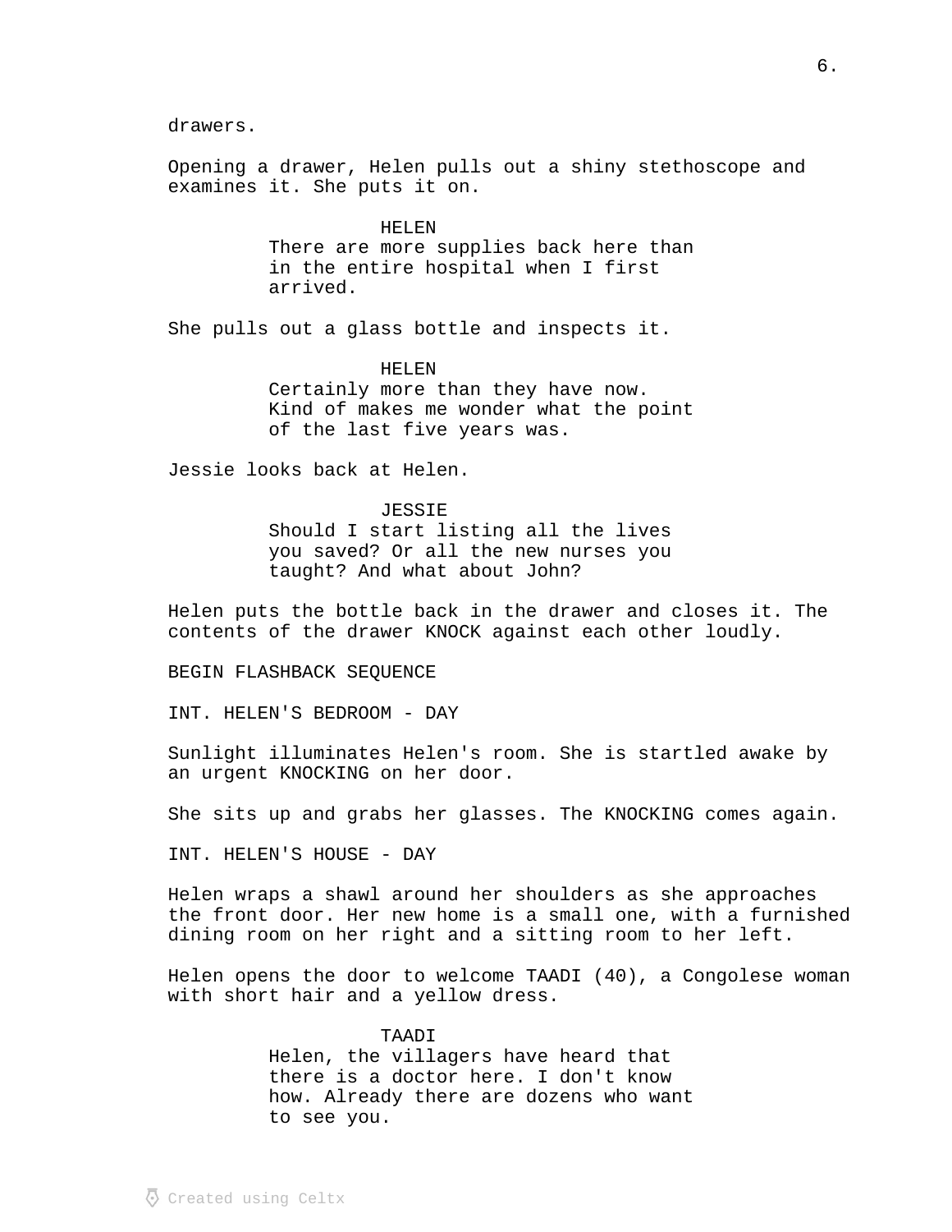drawers.

Opening a drawer, Helen pulls out a shiny stethoscope and examines it. She puts it on.

HELEN
There are more supplies back here than in the entire hospital when I first arrived.

She pulls out a glass bottle and inspects it.

HELEN
Certainly more than they have now. Kind of makes me wonder what the point of the last five years was.

Jessie looks back at Helen.

JESSIE
Should I start listing all the lives you saved? Or all the new nurses you taught? And what about John?

Helen puts the bottle back in the drawer and closes it. The contents of the drawer KNOCK against each other loudly.

BEGIN FLASHBACK SEQUENCE

INT. HELEN'S BEDROOM - DAY

Sunlight illuminates Helen's room. She is startled awake by an urgent KNOCKING on her door.

She sits up and grabs her glasses. The KNOCKING comes again.

INT. HELEN'S HOUSE - DAY

Helen wraps a shawl around her shoulders as she approaches the front door. Her new home is a small one, with a furnished dining room on her right and a sitting room to her left.

Helen opens the door to welcome TAADI (40), a Congolese woman with short hair and a yellow dress.

TAADI
Helen, the villagers have heard that there is a doctor here. I don't know how. Already there are dozens who want to see you.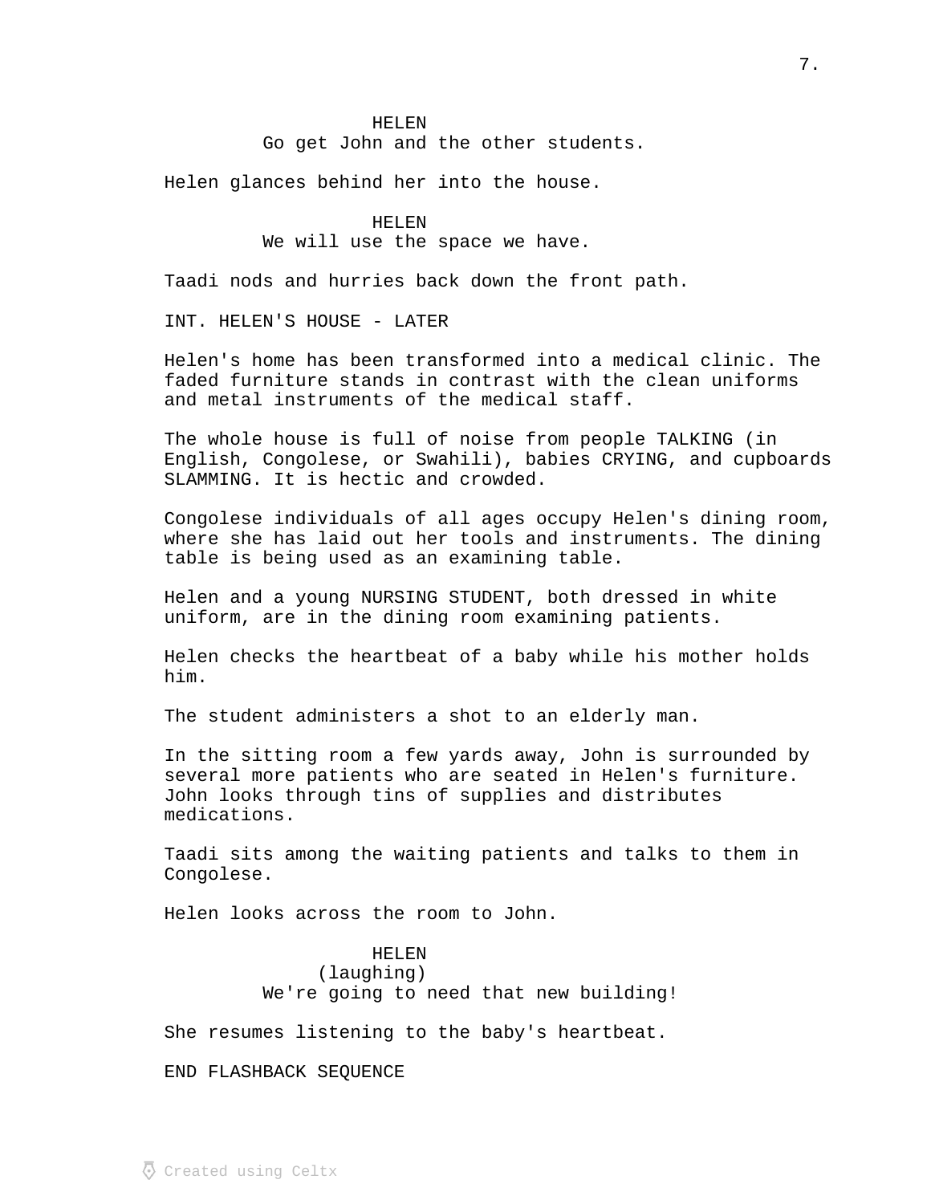HELEN
Go get John and the other students.

Helen glances behind her into the house.

HELEN
We will use the space we have.

Taadi nods and hurries back down the front path.

INT. HELEN'S HOUSE - LATER

Helen's home has been transformed into a medical clinic. The faded furniture stands in contrast with the clean uniforms and metal instruments of the medical staff.

The whole house is full of noise from people TALKING (in English, Congolese, or Swahili), babies CRYING, and cupboards SLAMMING. It is hectic and crowded.

Congolese individuals of all ages occupy Helen's dining room, where she has laid out her tools and instruments. The dining table is being used as an examining table.

Helen and a young NURSING STUDENT, both dressed in white uniform, are in the dining room examining patients.

Helen checks the heartbeat of a baby while his mother holds him.

The student administers a shot to an elderly man.

In the sitting room a few yards away, John is surrounded by several more patients who are seated in Helen's furniture. John looks through tins of supplies and distributes medications.

Taadi sits among the waiting patients and talks to them in Congolese.

Helen looks across the room to John.

HELEN
(laughing)
We're going to need that new building!

She resumes listening to the baby's heartbeat.

END FLASHBACK SEQUENCE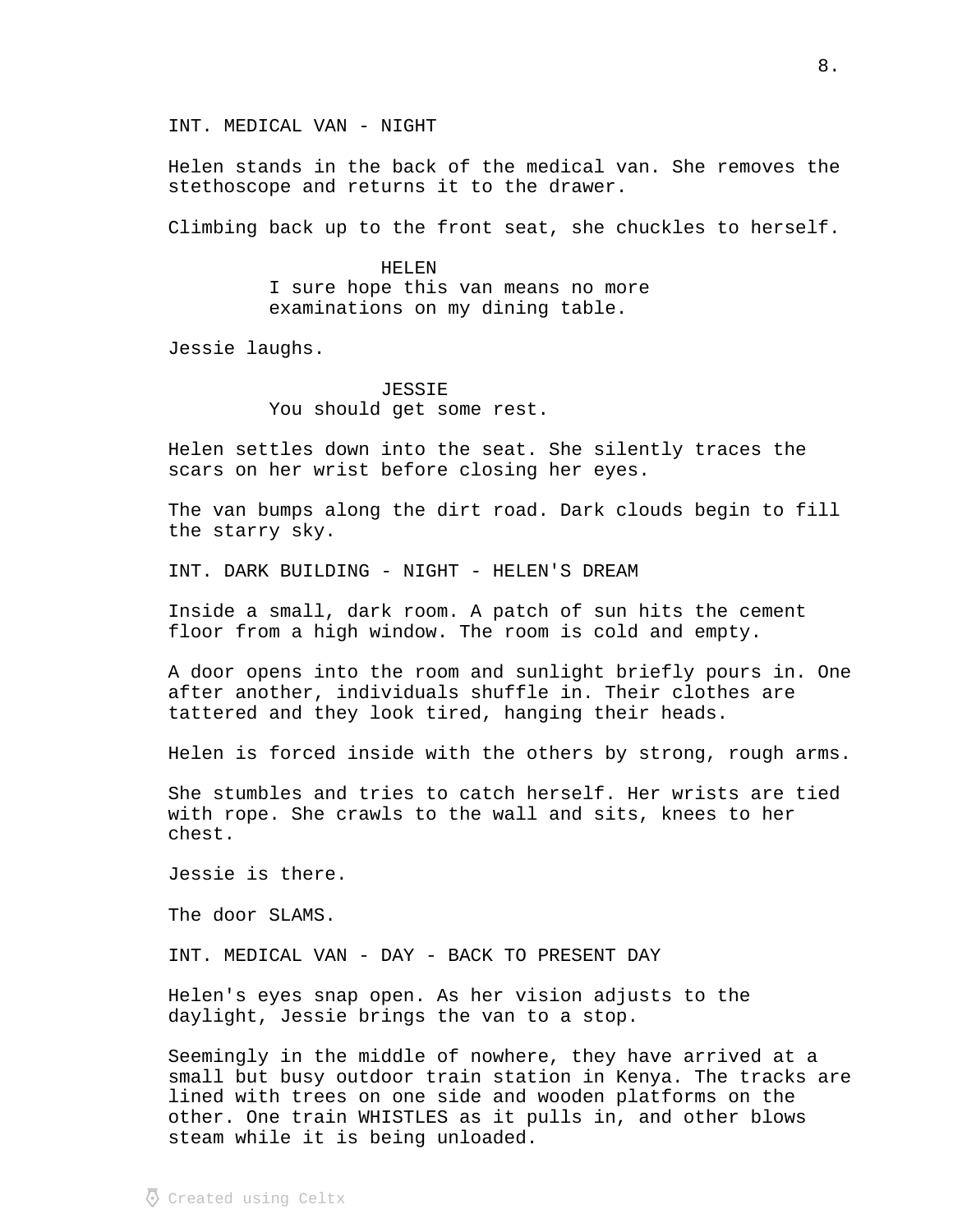INT. MEDICAL VAN - NIGHT

Helen stands in the back of the medical van. She removes the stethoscope and returns it to the drawer.

Climbing back up to the front seat, she chuckles to herself.

HELEN
I sure hope this van means no more examinations on my dining table.

Jessie laughs.

JESSIE
You should get some rest.

Helen settles down into the seat. She silently traces the scars on her wrist before closing her eyes.

The van bumps along the dirt road. Dark clouds begin to fill the starry sky.

INT. DARK BUILDING - NIGHT - HELEN'S DREAM

Inside a small, dark room. A patch of sun hits the cement floor from a high window. The room is cold and empty.

A door opens into the room and sunlight briefly pours in. One after another, individuals shuffle in. Their clothes are tattered and they look tired, hanging their heads.

Helen is forced inside with the others by strong, rough arms.

She stumbles and tries to catch herself. Her wrists are tied with rope. She crawls to the wall and sits, knees to her chest.

Jessie is there.

The door SLAMS.

INT. MEDICAL VAN - DAY - BACK TO PRESENT DAY

Helen's eyes snap open. As her vision adjusts to the daylight, Jessie brings the van to a stop.

Seemingly in the middle of nowhere, they have arrived at a small but busy outdoor train station in Kenya. The tracks are lined with trees on one side and wooden platforms on the other. One train WHISTLES as it pulls in, and other blows steam while it is being unloaded.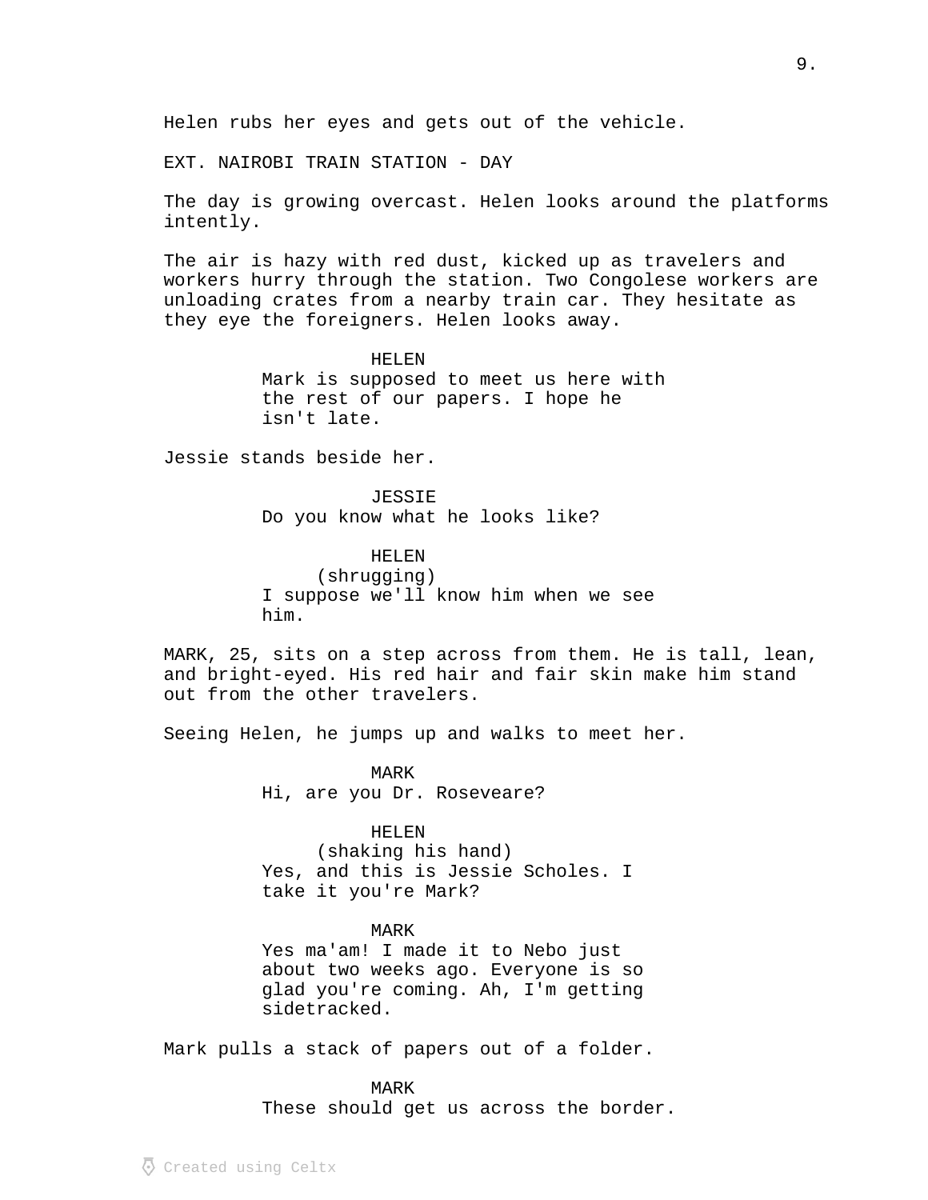Helen rubs her eyes and gets out of the vehicle.

EXT. NAIROBI TRAIN STATION - DAY

The day is growing overcast. Helen looks around the platforms intently.

The air is hazy with red dust, kicked up as travelers and workers hurry through the station. Two Congolese workers are unloading crates from a nearby train car. They hesitate as they eye the foreigners. Helen looks away.

HELEN
Mark is supposed to meet us here with the rest of our papers. I hope he isn't late.

Jessie stands beside her.

JESSIE
Do you know what he looks like?

HELEN
(shrugging)
I suppose we'll know him when we see him.

MARK, 25, sits on a step across from them. He is tall, lean, and bright-eyed. His red hair and fair skin make him stand out from the other travelers.

Seeing Helen, he jumps up and walks to meet her.

MARK
Hi, are you Dr. Roseveare?

HELEN
(shaking his hand)
Yes, and this is Jessie Scholes. I take it you're Mark?

MARK
Yes ma'am! I made it to Nebo just about two weeks ago. Everyone is so glad you're coming. Ah, I'm getting sidetracked.

Mark pulls a stack of papers out of a folder.

MARK
These should get us across the border.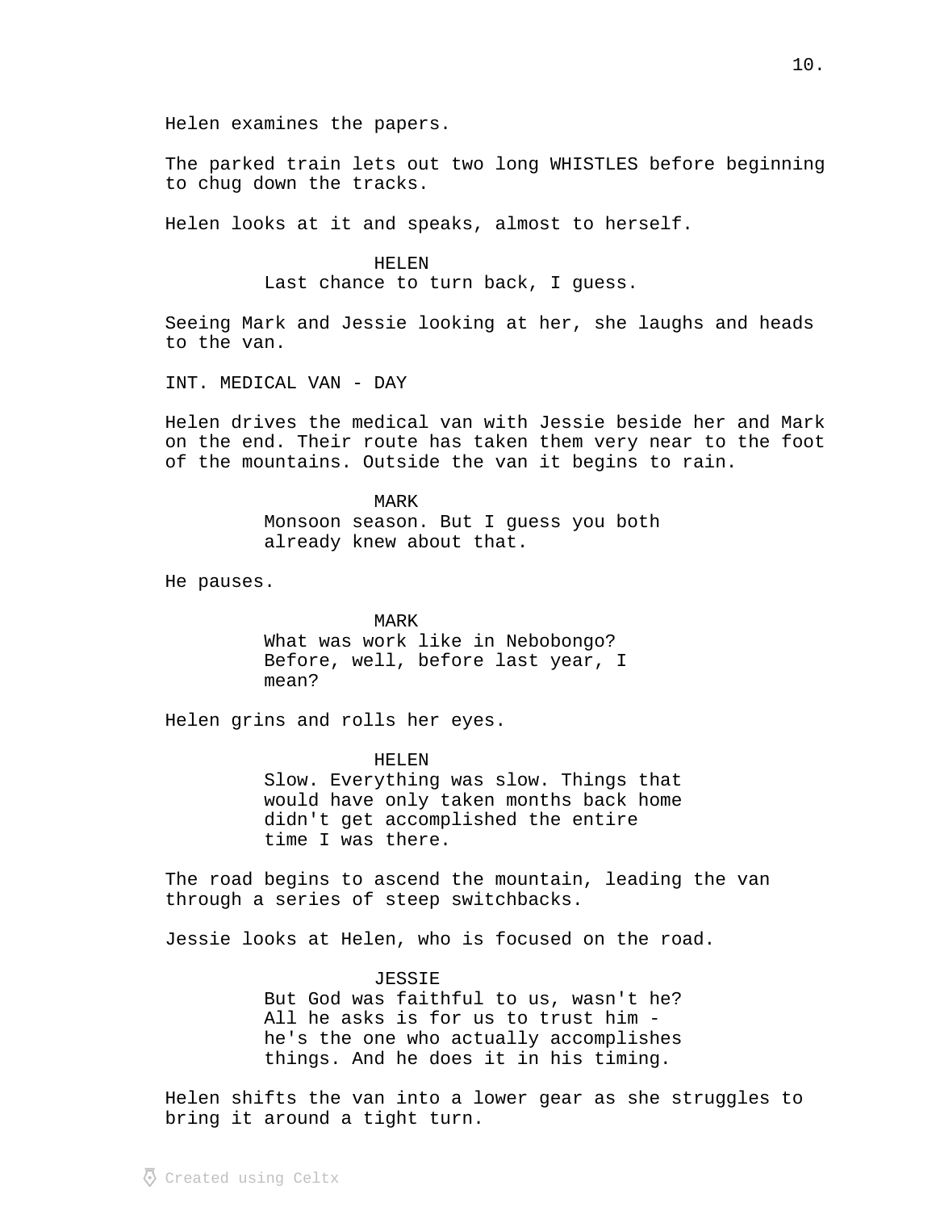Helen examines the papers.

The parked train lets out two long WHISTLES before beginning to chug down the tracks.

Helen looks at it and speaks, almost to herself.

HELEN
Last chance to turn back, I guess.

Seeing Mark and Jessie looking at her, she laughs and heads to the van.

INT. MEDICAL VAN - DAY

Helen drives the medical van with Jessie beside her and Mark on the end. Their route has taken them very near to the foot of the mountains. Outside the van it begins to rain.

MARK
Monsoon season. But I guess you both already knew about that.

He pauses.

MARK
What was work like in Nebobongo? Before, well, before last year, I mean?

Helen grins and rolls her eyes.

HELEN
Slow. Everything was slow. Things that would have only taken months back home didn't get accomplished the entire time I was there.

The road begins to ascend the mountain, leading the van through a series of steep switchbacks.

Jessie looks at Helen, who is focused on the road.

JESSIE
But God was faithful to us, wasn't he? All he asks is for us to trust him - he's the one who actually accomplishes things. And he does it in his timing.

Helen shifts the van into a lower gear as she struggles to bring it around a tight turn.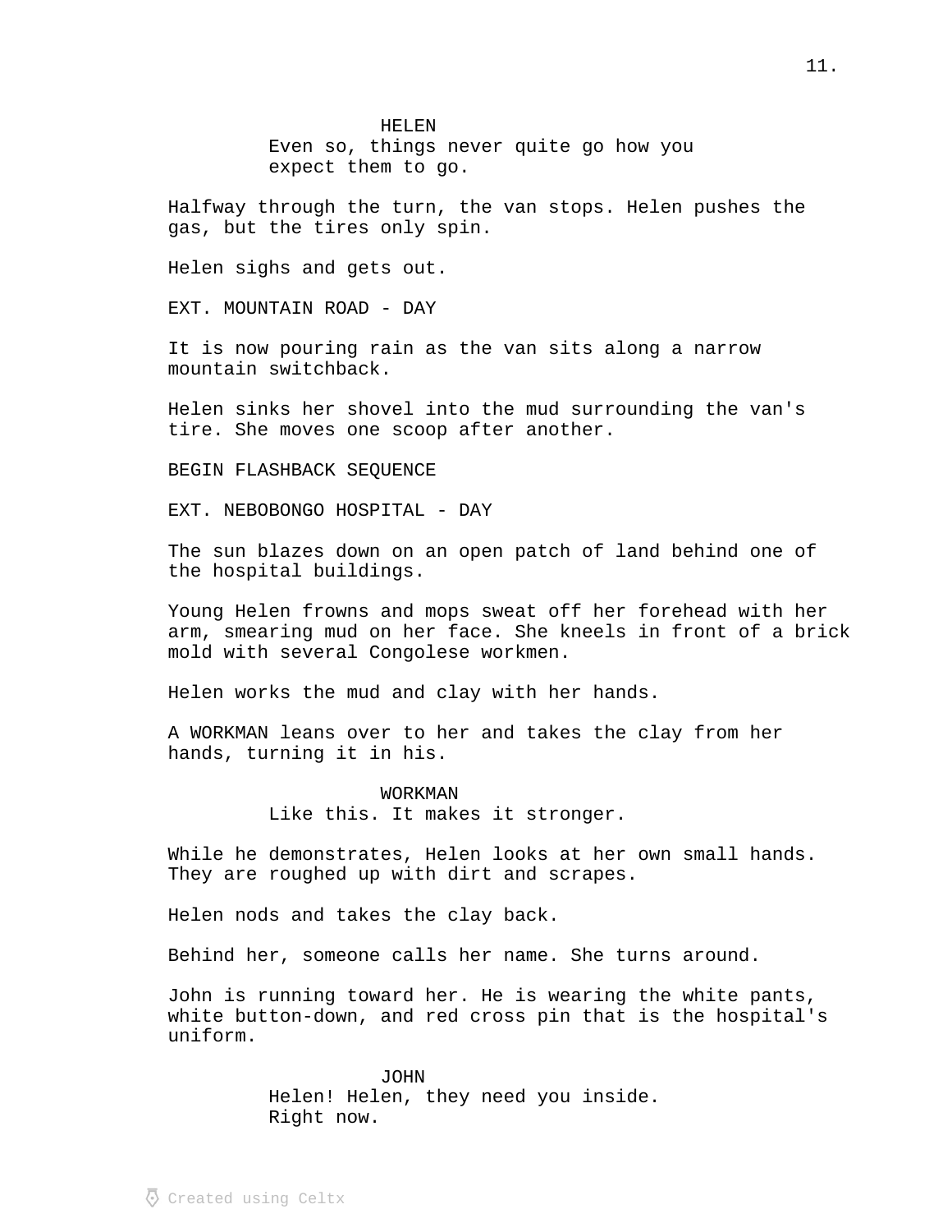HELEN
Even so, things never quite go how you expect them to go.

Halfway through the turn, the van stops. Helen pushes the gas, but the tires only spin.

Helen sighs and gets out.

EXT. MOUNTAIN ROAD - DAY

It is now pouring rain as the van sits along a narrow mountain switchback.

Helen sinks her shovel into the mud surrounding the van's tire. She moves one scoop after another.

BEGIN FLASHBACK SEQUENCE

EXT. NEBOBONGO HOSPITAL - DAY

The sun blazes down on an open patch of land behind one of the hospital buildings.

Young Helen frowns and mops sweat off her forehead with her arm, smearing mud on her face. She kneels in front of a brick mold with several Congolese workmen.

Helen works the mud and clay with her hands.

A WORKMAN leans over to her and takes the clay from her hands, turning it in his.

WORKMAN
Like this. It makes it stronger.

While he demonstrates, Helen looks at her own small hands. They are roughed up with dirt and scrapes.

Helen nods and takes the clay back.

Behind her, someone calls her name. She turns around.

John is running toward her. He is wearing the white pants, white button-down, and red cross pin that is the hospital's uniform.

JOHN
Helen! Helen, they need you inside. Right now.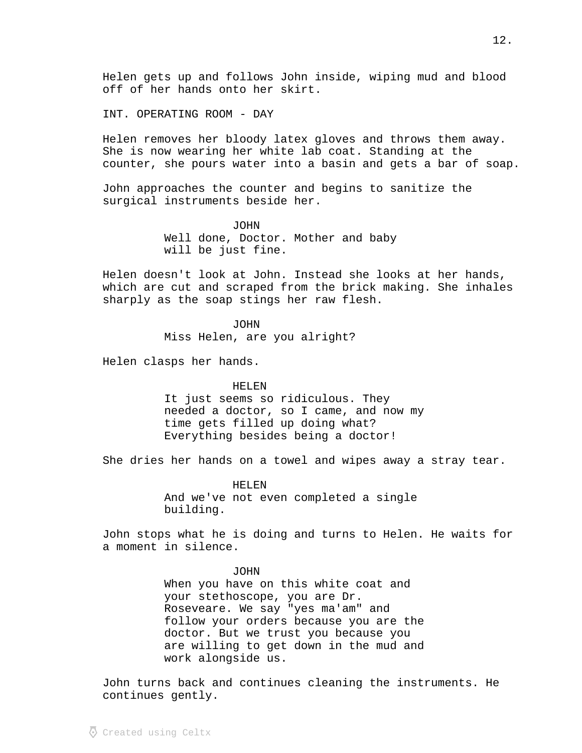Helen gets up and follows John inside, wiping mud and blood off of her hands onto her skirt.

INT. OPERATING ROOM - DAY

Helen removes her bloody latex gloves and throws them away. She is now wearing her white lab coat. Standing at the counter, she pours water into a basin and gets a bar of soap.

John approaches the counter and begins to sanitize the surgical instruments beside her.

JOHN
Well done, Doctor. Mother and baby will be just fine.

Helen doesn't look at John. Instead she looks at her hands, which are cut and scraped from the brick making. She inhales sharply as the soap stings her raw flesh.

JOHN
Miss Helen, are you alright?

Helen clasps her hands.

HELEN
It just seems so ridiculous. They needed a doctor, so I came, and now my time gets filled up doing what? Everything besides being a doctor!

She dries her hands on a towel and wipes away a stray tear.

HELEN
And we've not even completed a single building.

John stops what he is doing and turns to Helen. He waits for a moment in silence.

JOHN
When you have on this white coat and your stethoscope, you are Dr. Roseveare. We say "yes ma'am" and follow your orders because you are the doctor. But we trust you because you are willing to get down in the mud and work alongside us.

John turns back and continues cleaning the instruments. He continues gently.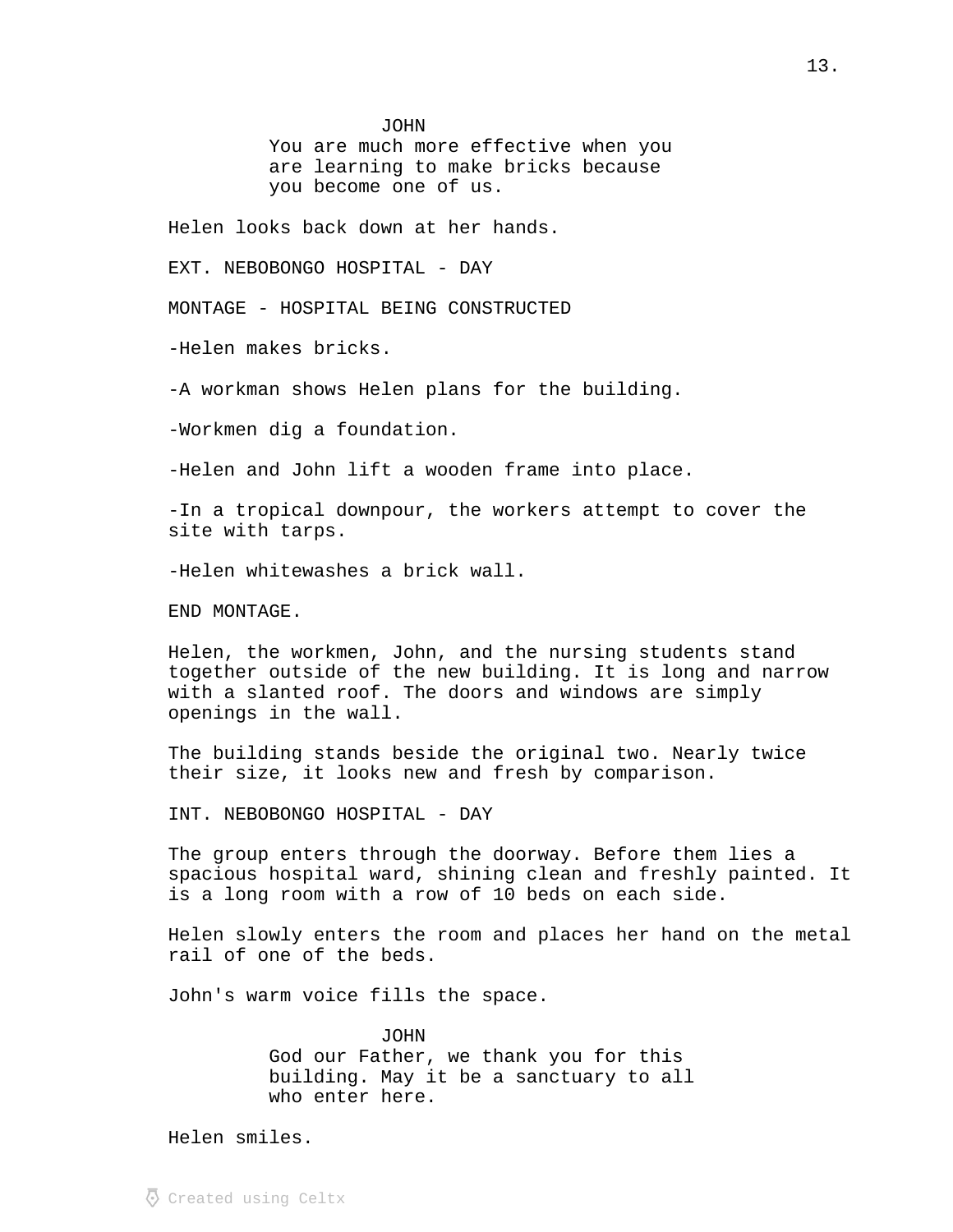JOHN

You are much more effective when you are learning to make bricks because you become one of us.

Helen looks back down at her hands.

EXT. NEBOBONGO HOSPITAL - DAY

MONTAGE - HOSPITAL BEING CONSTRUCTED

-Helen makes bricks.

-A workman shows Helen plans for the building.

-Workmen dig a foundation.

-Helen and John lift a wooden frame into place.

-In a tropical downpour, the workers attempt to cover the site with tarps.

-Helen whitewashes a brick wall.

END MONTAGE.

Helen, the workmen, John, and the nursing students stand together outside of the new building. It is long and narrow with a slanted roof. The doors and windows are simply openings in the wall.

The building stands beside the original two. Nearly twice their size, it looks new and fresh by comparison.

INT. NEBOBONGO HOSPITAL - DAY

The group enters through the doorway. Before them lies a spacious hospital ward, shining clean and freshly painted. It is a long room with a row of 10 beds on each side.

Helen slowly enters the room and places her hand on the metal rail of one of the beds.

John's warm voice fills the space.

JOHN

God our Father, we thank you for this building. May it be a sanctuary to all who enter here.

Helen smiles.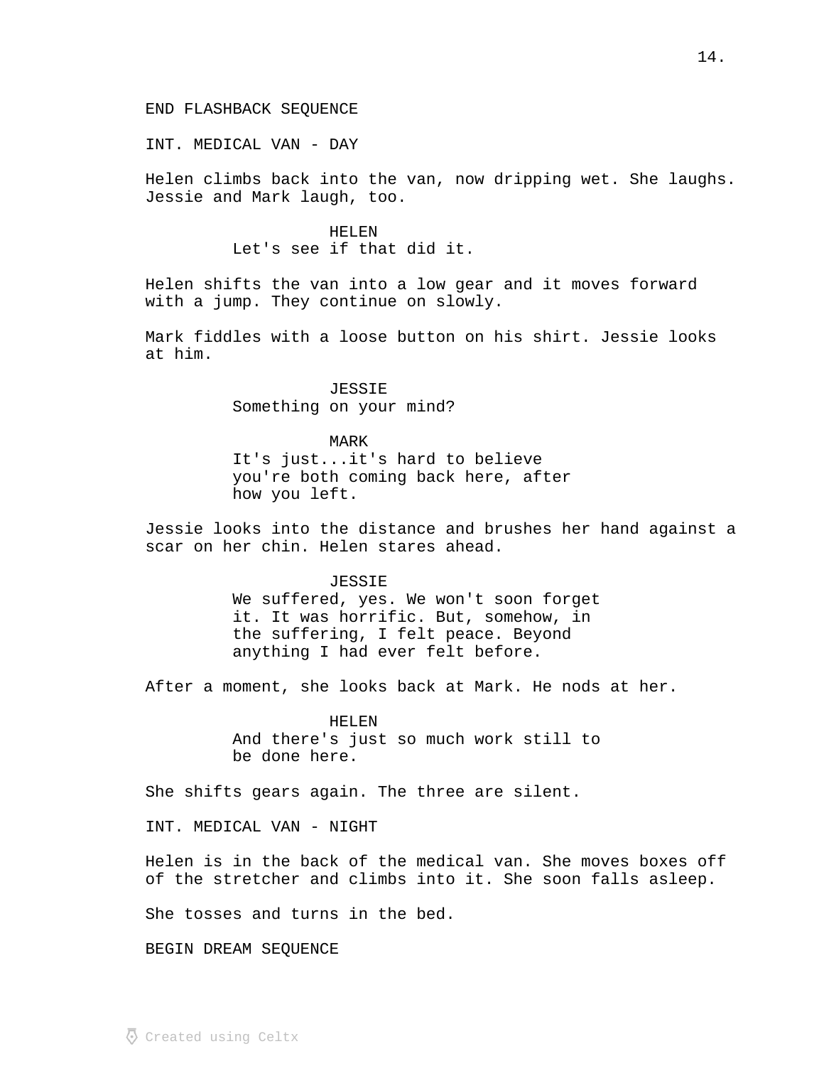END FLASHBACK SEQUENCE

INT. MEDICAL VAN - DAY

Helen climbs back into the van, now dripping wet. She laughs. Jessie and Mark laugh, too.

HELEN
Let's see if that did it.

Helen shifts the van into a low gear and it moves forward with a jump. They continue on slowly.

Mark fiddles with a loose button on his shirt. Jessie looks at him.

JESSIE
Something on your mind?

MARK
It's just...it's hard to believe you're both coming back here, after how you left.

Jessie looks into the distance and brushes her hand against a scar on her chin. Helen stares ahead.

JESSIE
We suffered, yes. We won't soon forget it. It was horrific. But, somehow, in the suffering, I felt peace. Beyond anything I had ever felt before.

After a moment, she looks back at Mark. He nods at her.

HELEN
And there's just so much work still to be done here.

She shifts gears again. The three are silent.

INT. MEDICAL VAN - NIGHT

Helen is in the back of the medical van. She moves boxes off of the stretcher and climbs into it. She soon falls asleep.

She tosses and turns in the bed.

BEGIN DREAM SEQUENCE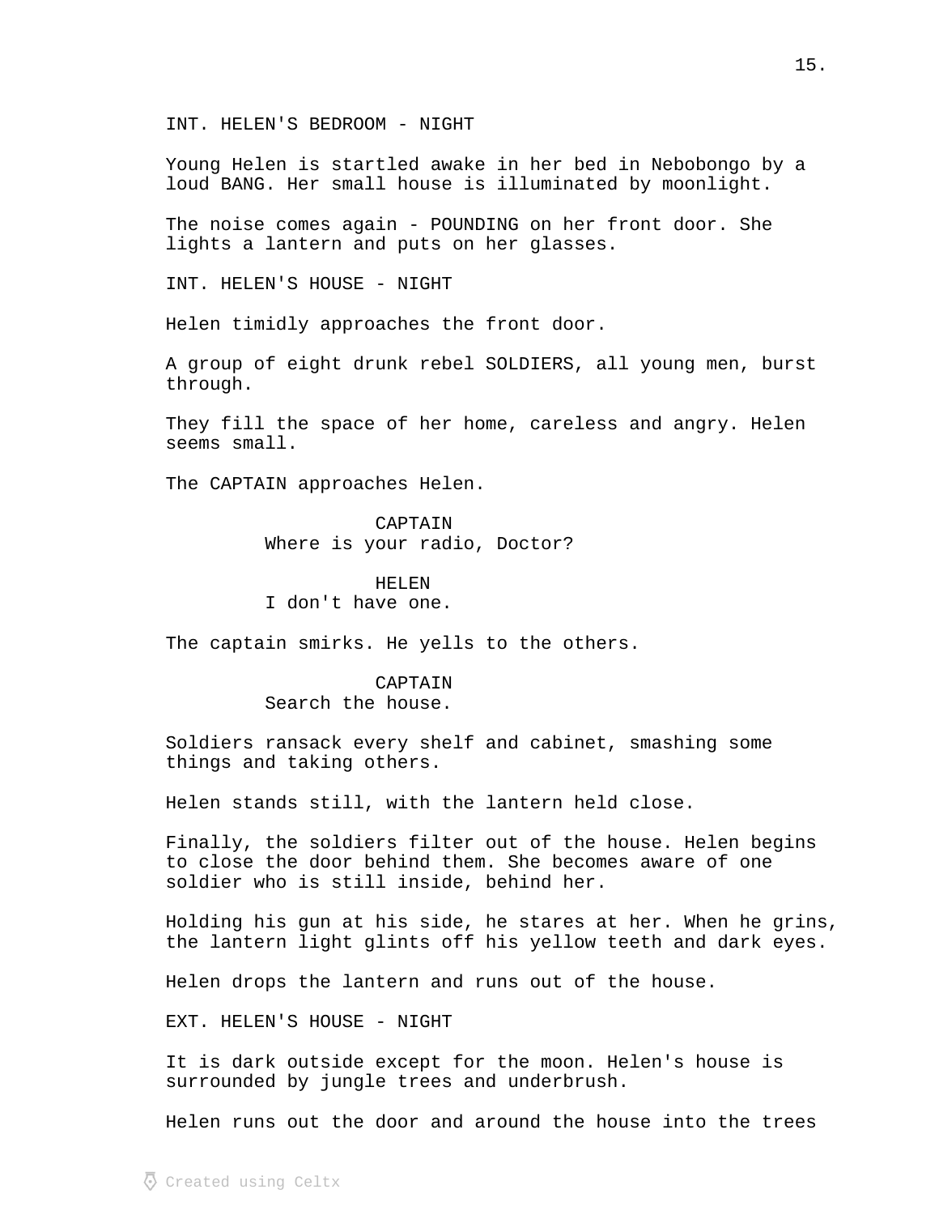INT. HELEN'S BEDROOM - NIGHT

Young Helen is startled awake in her bed in Nebobongo by a loud BANG. Her small house is illuminated by moonlight.

The noise comes again - POUNDING on her front door. She lights a lantern and puts on her glasses.

INT. HELEN'S HOUSE - NIGHT

Helen timidly approaches the front door.

A group of eight drunk rebel SOLDIERS, all young men, burst through.

They fill the space of her home, careless and angry. Helen seems small.

The CAPTAIN approaches Helen.

CAPTAIN
Where is your radio, Doctor?

HELEN
I don't have one.

The captain smirks. He yells to the others.

CAPTAIN
Search the house.

Soldiers ransack every shelf and cabinet, smashing some things and taking others.

Helen stands still, with the lantern held close.

Finally, the soldiers filter out of the house. Helen begins to close the door behind them. She becomes aware of one soldier who is still inside, behind her.

Holding his gun at his side, he stares at her. When he grins, the lantern light glints off his yellow teeth and dark eyes.

Helen drops the lantern and runs out of the house.

EXT. HELEN'S HOUSE - NIGHT

It is dark outside except for the moon. Helen's house is surrounded by jungle trees and underbrush.

Helen runs out the door and around the house into the trees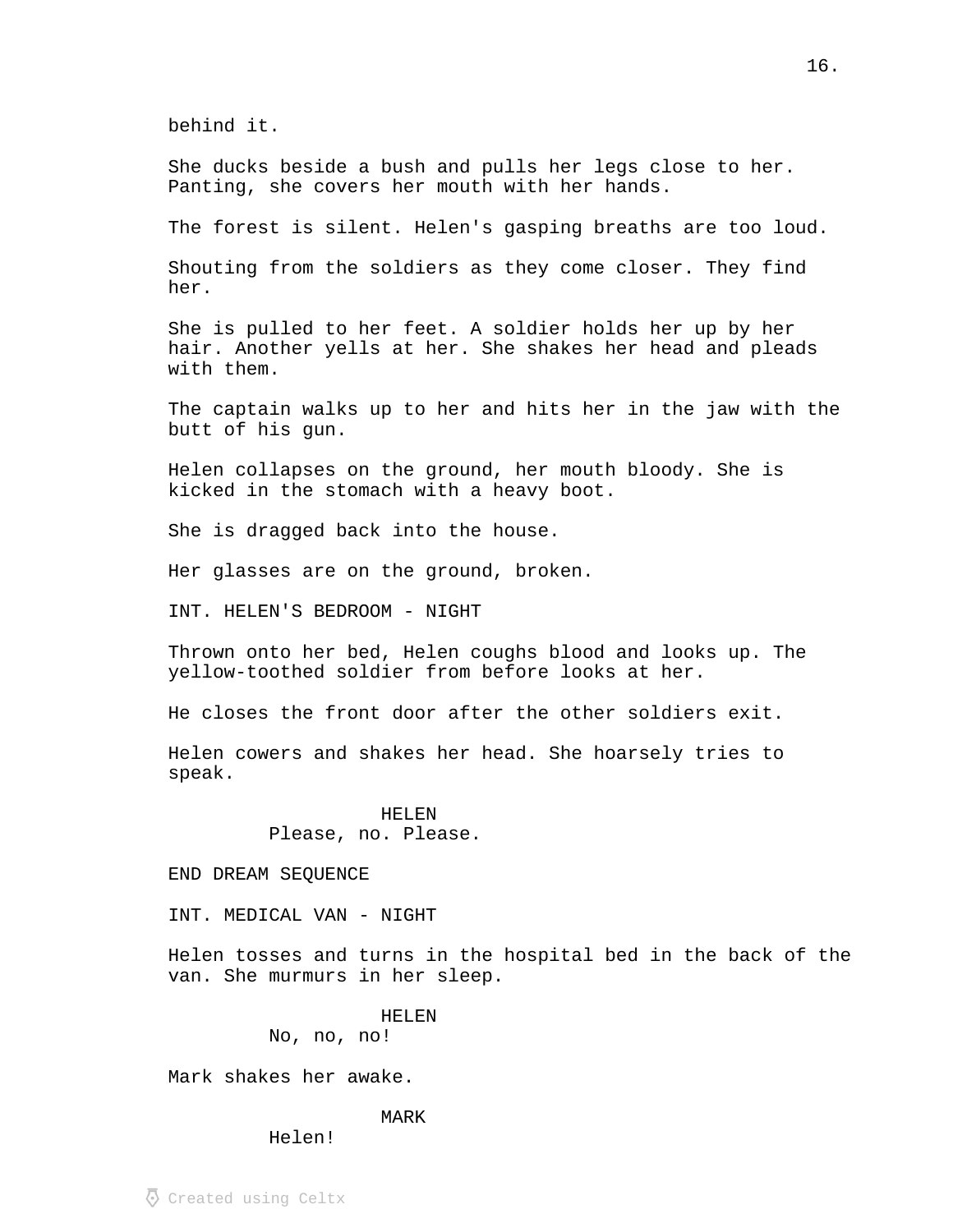behind it.

She ducks beside a bush and pulls her legs close to her. Panting, she covers her mouth with her hands.

The forest is silent. Helen's gasping breaths are too loud.

Shouting from the soldiers as they come closer. They find her.

She is pulled to her feet. A soldier holds her up by her hair. Another yells at her. She shakes her head and pleads with them.

The captain walks up to her and hits her in the jaw with the butt of his gun.

Helen collapses on the ground, her mouth bloody. She is kicked in the stomach with a heavy boot.

She is dragged back into the house.

Her glasses are on the ground, broken.

INT. HELEN'S BEDROOM - NIGHT

Thrown onto her bed, Helen coughs blood and looks up. The yellow-toothed soldier from before looks at her.

He closes the front door after the other soldiers exit.

Helen cowers and shakes her head. She hoarsely tries to speak.

HELEN
Please, no. Please.

END DREAM SEQUENCE

INT. MEDICAL VAN - NIGHT

Helen tosses and turns in the hospital bed in the back of the van. She murmurs in her sleep.

HELEN
No, no, no!

Mark shakes her awake.

MARK
Helen!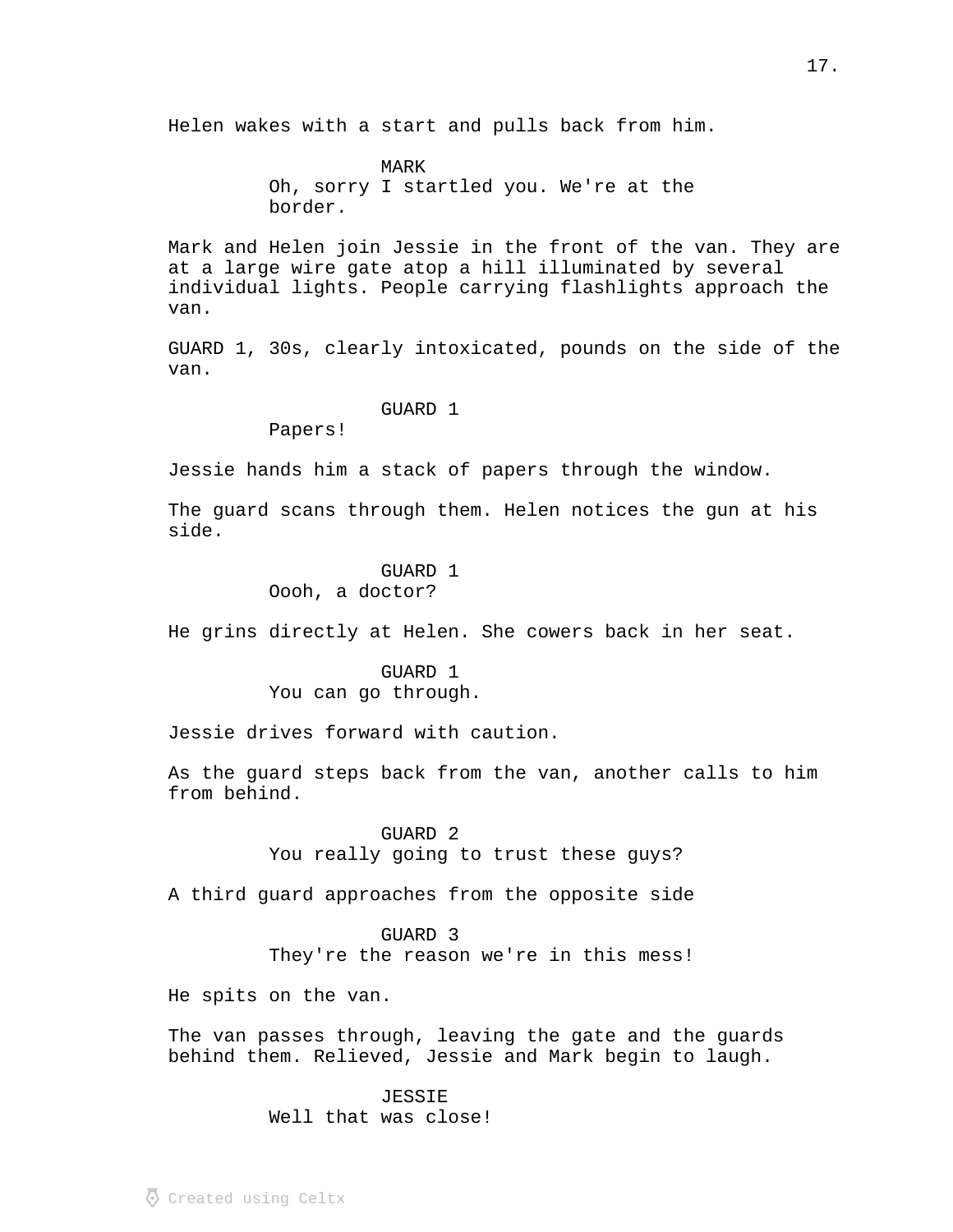Helen wakes with a start and pulls back from him.

MARK
Oh, sorry I startled you. We're at the border.

Mark and Helen join Jessie in the front of the van. They are at a large wire gate atop a hill illuminated by several individual lights. People carrying flashlights approach the van.

GUARD 1, 30s, clearly intoxicated, pounds on the side of the van.

GUARD 1
Papers!

Jessie hands him a stack of papers through the window.

The guard scans through them. Helen notices the gun at his side.

GUARD 1
Oooh, a doctor?

He grins directly at Helen. She cowers back in her seat.

GUARD 1
You can go through.

Jessie drives forward with caution.

As the guard steps back from the van, another calls to him from behind.

GUARD 2
You really going to trust these guys?

A third guard approaches from the opposite side

GUARD 3
They're the reason we're in this mess!

He spits on the van.

The van passes through, leaving the gate and the guards behind them. Relieved, Jessie and Mark begin to laugh.

JESSIE
Well that was close!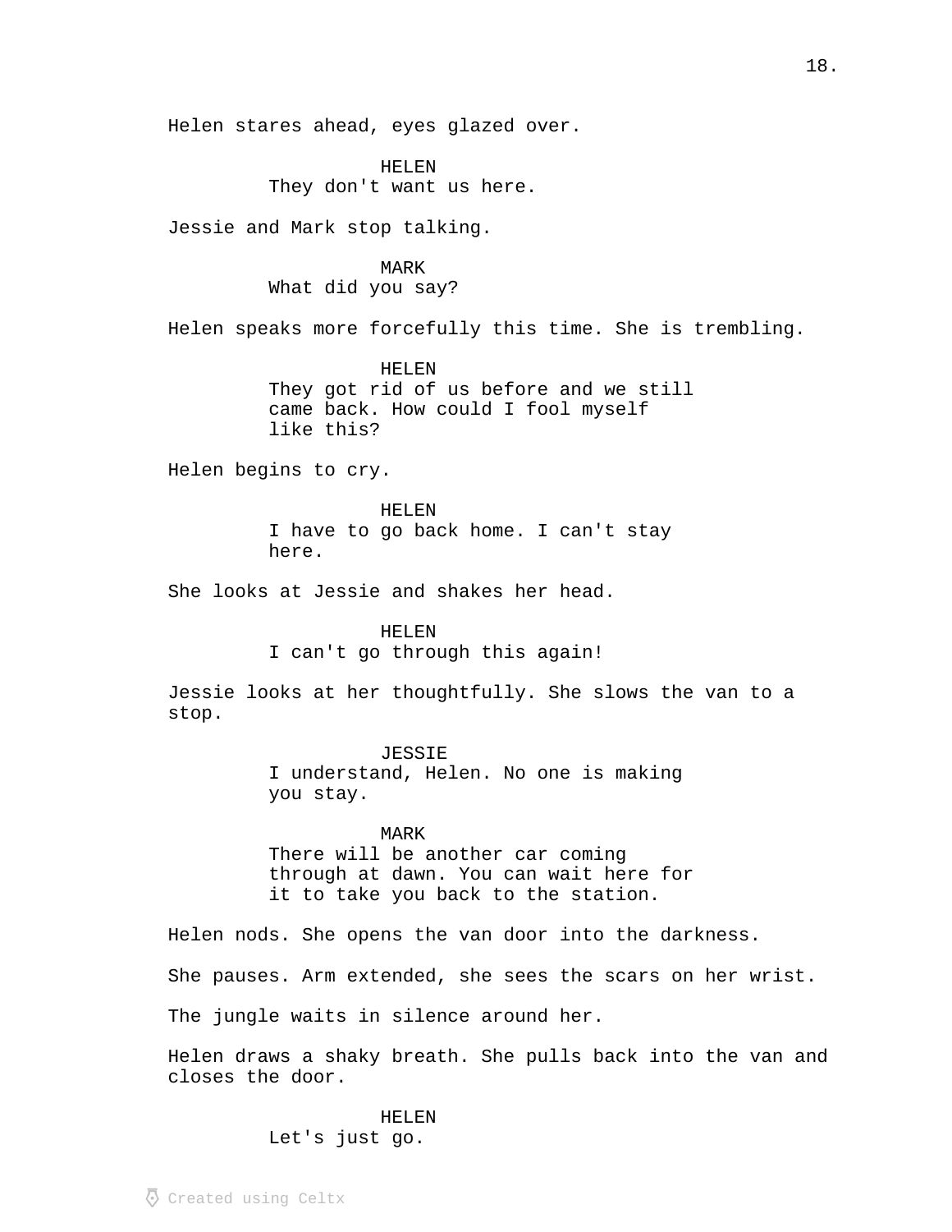Helen stares ahead, eyes glazed over.

HELEN
They don't want us here.

Jessie and Mark stop talking.

MARK
What did you say?

Helen speaks more forcefully this time. She is trembling.

HELEN
They got rid of us before and we still came back. How could I fool myself like this?

Helen begins to cry.

HELEN
I have to go back home. I can't stay here.

She looks at Jessie and shakes her head.

HELEN
I can't go through this again!

Jessie looks at her thoughtfully. She slows the van to a stop.

JESSIE
I understand, Helen. No one is making you stay.

MARK
There will be another car coming through at dawn. You can wait here for it to take you back to the station.

Helen nods. She opens the van door into the darkness.

She pauses. Arm extended, she sees the scars on her wrist.

The jungle waits in silence around her.

Helen draws a shaky breath. She pulls back into the van and closes the door.

HELEN
Let's just go.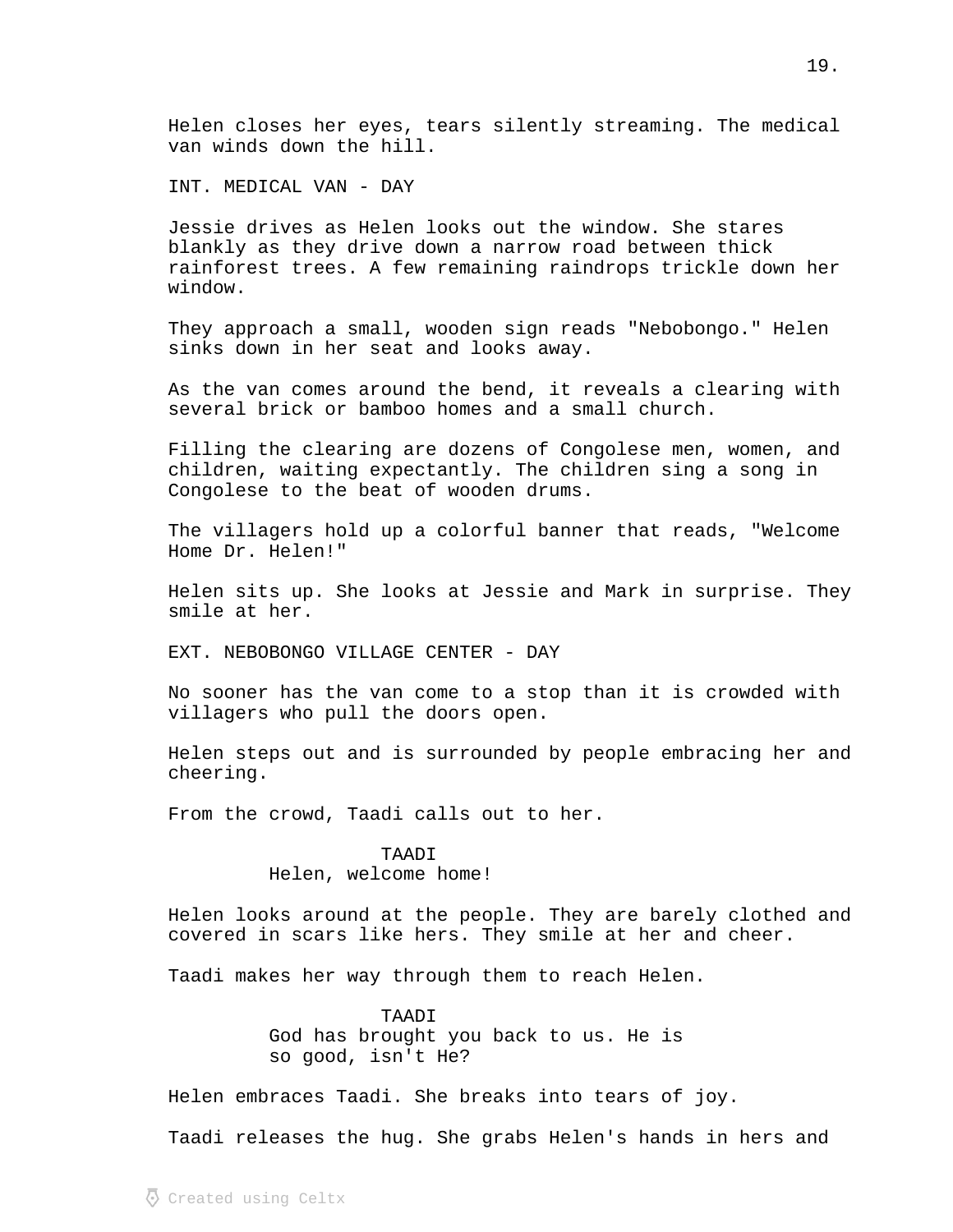Helen closes her eyes, tears silently streaming. The medical van winds down the hill.

INT. MEDICAL VAN - DAY

Jessie drives as Helen looks out the window. She stares blankly as they drive down a narrow road between thick rainforest trees. A few remaining raindrops trickle down her window.

They approach a small, wooden sign reads "Nebobongo." Helen sinks down in her seat and looks away.

As the van comes around the bend, it reveals a clearing with several brick or bamboo homes and a small church.

Filling the clearing are dozens of Congolese men, women, and children, waiting expectantly. The children sing a song in Congolese to the beat of wooden drums.

The villagers hold up a colorful banner that reads, "Welcome Home Dr. Helen!"

Helen sits up. She looks at Jessie and Mark in surprise. They smile at her.

EXT. NEBOBONGO VILLAGE CENTER - DAY

No sooner has the van come to a stop than it is crowded with villagers who pull the doors open.

Helen steps out and is surrounded by people embracing her and cheering.

From the crowd, Taadi calls out to her.

TAADI
Helen, welcome home!

Helen looks around at the people. They are barely clothed and covered in scars like hers. They smile at her and cheer.

Taadi makes her way through them to reach Helen.

TAADI
God has brought you back to us. He is so good, isn't He?

Helen embraces Taadi. She breaks into tears of joy.

Taadi releases the hug. She grabs Helen's hands in hers and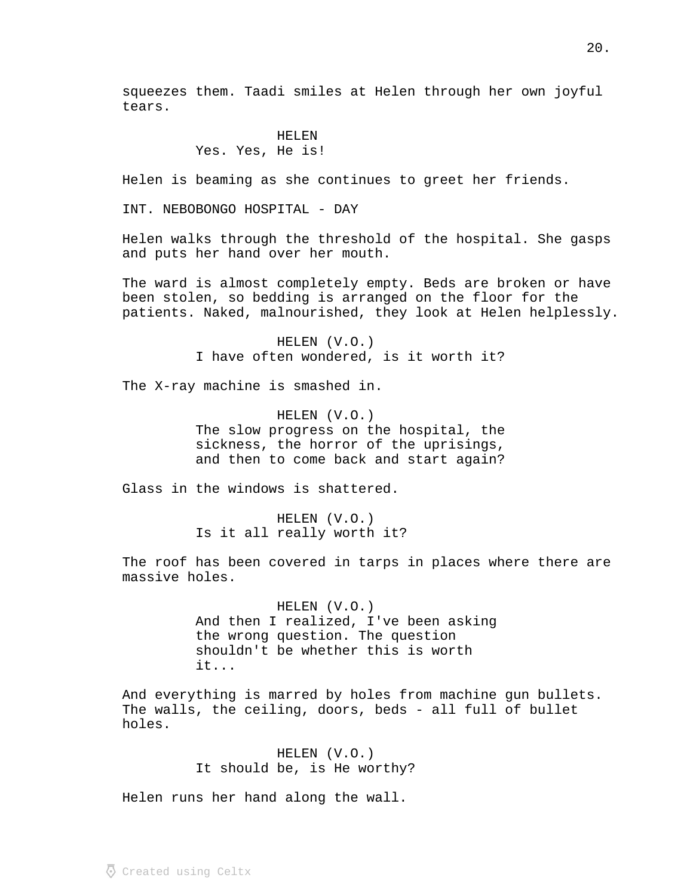squeezes them. Taadi smiles at Helen through her own joyful tears.

HELEN
Yes. Yes, He is!

Helen is beaming as she continues to greet her friends.

INT. NEBOBONGO HOSPITAL - DAY

Helen walks through the threshold of the hospital. She gasps and puts her hand over her mouth.

The ward is almost completely empty. Beds are broken or have been stolen, so bedding is arranged on the floor for the patients. Naked, malnourished, they look at Helen helplessly.

HELEN (V.O.)
I have often wondered, is it worth it?

The X-ray machine is smashed in.

HELEN (V.O.)
The slow progress on the hospital, the sickness, the horror of the uprisings, and then to come back and start again?

Glass in the windows is shattered.

HELEN (V.O.)
Is it all really worth it?

The roof has been covered in tarps in places where there are massive holes.

HELEN (V.O.)
And then I realized, I've been asking the wrong question. The question shouldn't be whether this is worth it...

And everything is marred by holes from machine gun bullets. The walls, the ceiling, doors, beds - all full of bullet holes.

HELEN (V.O.)
It should be, is He worthy?

Helen runs her hand along the wall.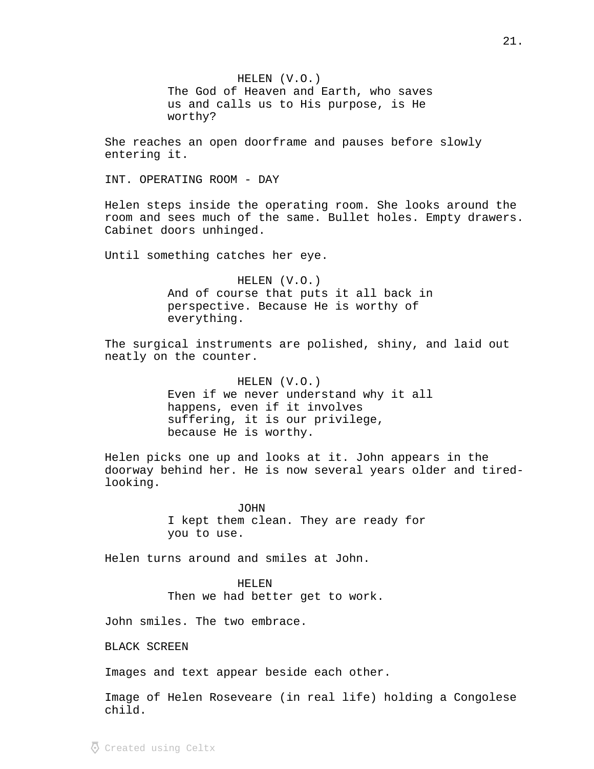HELEN (V.O.)
The God of Heaven and Earth, who saves us and calls us to His purpose, is He worthy?

She reaches an open doorframe and pauses before slowly entering it.

INT. OPERATING ROOM - DAY

Helen steps inside the operating room. She looks around the room and sees much of the same. Bullet holes. Empty drawers. Cabinet doors unhinged.

Until something catches her eye.

HELEN (V.O.)
And of course that puts it all back in perspective. Because He is worthy of everything.

The surgical instruments are polished, shiny, and laid out neatly on the counter.

HELEN (V.O.)
Even if we never understand why it all happens, even if it involves suffering, it is our privilege, because He is worthy.

Helen picks one up and looks at it. John appears in the doorway behind her. He is now several years older and tired-looking.

JOHN
I kept them clean. They are ready for you to use.

Helen turns around and smiles at John.

HELEN
Then we had better get to work.

John smiles. The two embrace.

BLACK SCREEN

Images and text appear beside each other.

Image of Helen Roseveare (in real life) holding a Congolese child.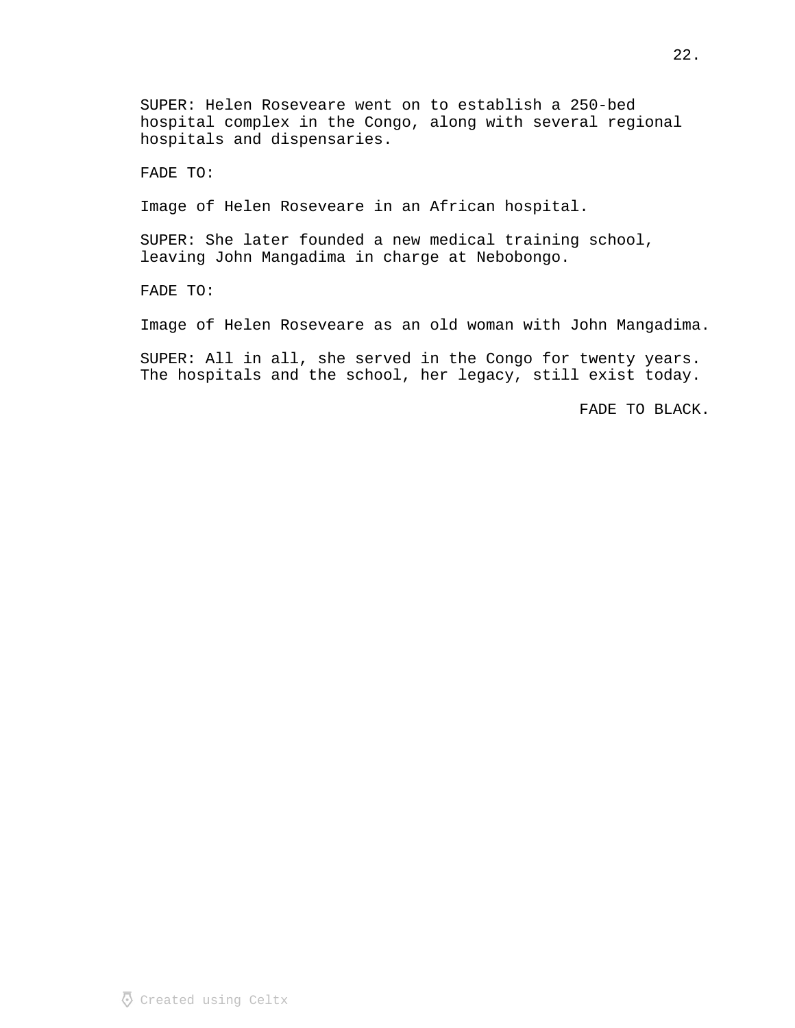SUPER: Helen Roseveare went on to establish a 250-bed hospital complex in the Congo, along with several regional hospitals and dispensaries.

FADE TO:

Image of Helen Roseveare in an African hospital.

SUPER: She later founded a new medical training school, leaving John Mangadima in charge at Nebobongo.

FADE TO:

Image of Helen Roseveare as an old woman with John Mangadima.

SUPER: All in all, she served in the Congo for twenty years. The hospitals and the school, her legacy, still exist today.

FADE TO BLACK.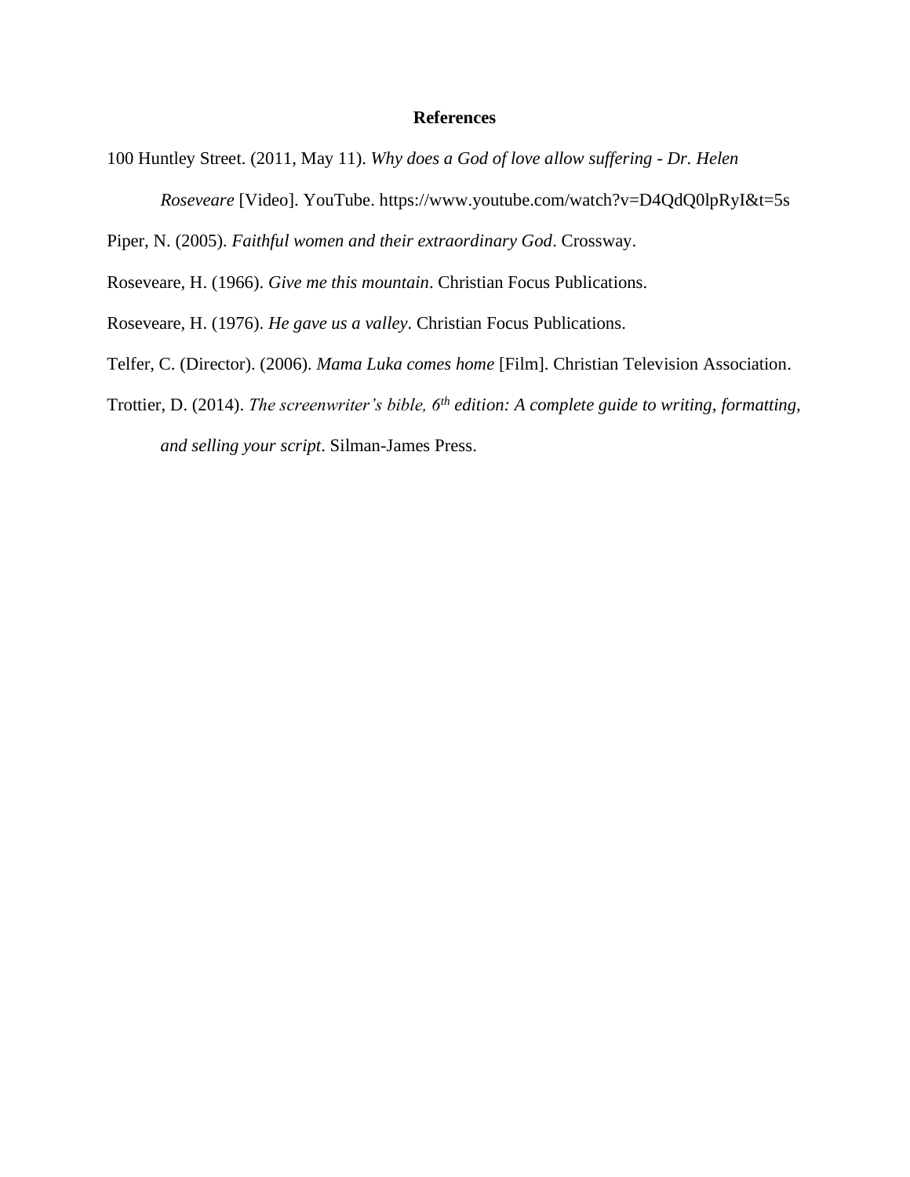# References

100 Huntley Street. (2011, May 11). *Why does a God of love allow suffering - Dr. Helen Roseveare* [Video]. YouTube. https://www.youtube.com/watch?v=D4QdQ0lpRyI&t=5s

Piper, N. (2005). *Faithful women and their extraordinary God*. Crossway.

Roseveare, H. (1966). *Give me this mountain*. Christian Focus Publications.

Roseveare, H. (1976). *He gave us a valley*. Christian Focus Publications.

Telfer, C. (Director). (2006). *Mama Luka comes home* [Film]. Christian Television Association.

Trottier, D. (2014). *The screenwriter's bible, 6th edition: A complete guide to writing, formatting, and selling your script*. Silman-James Press.